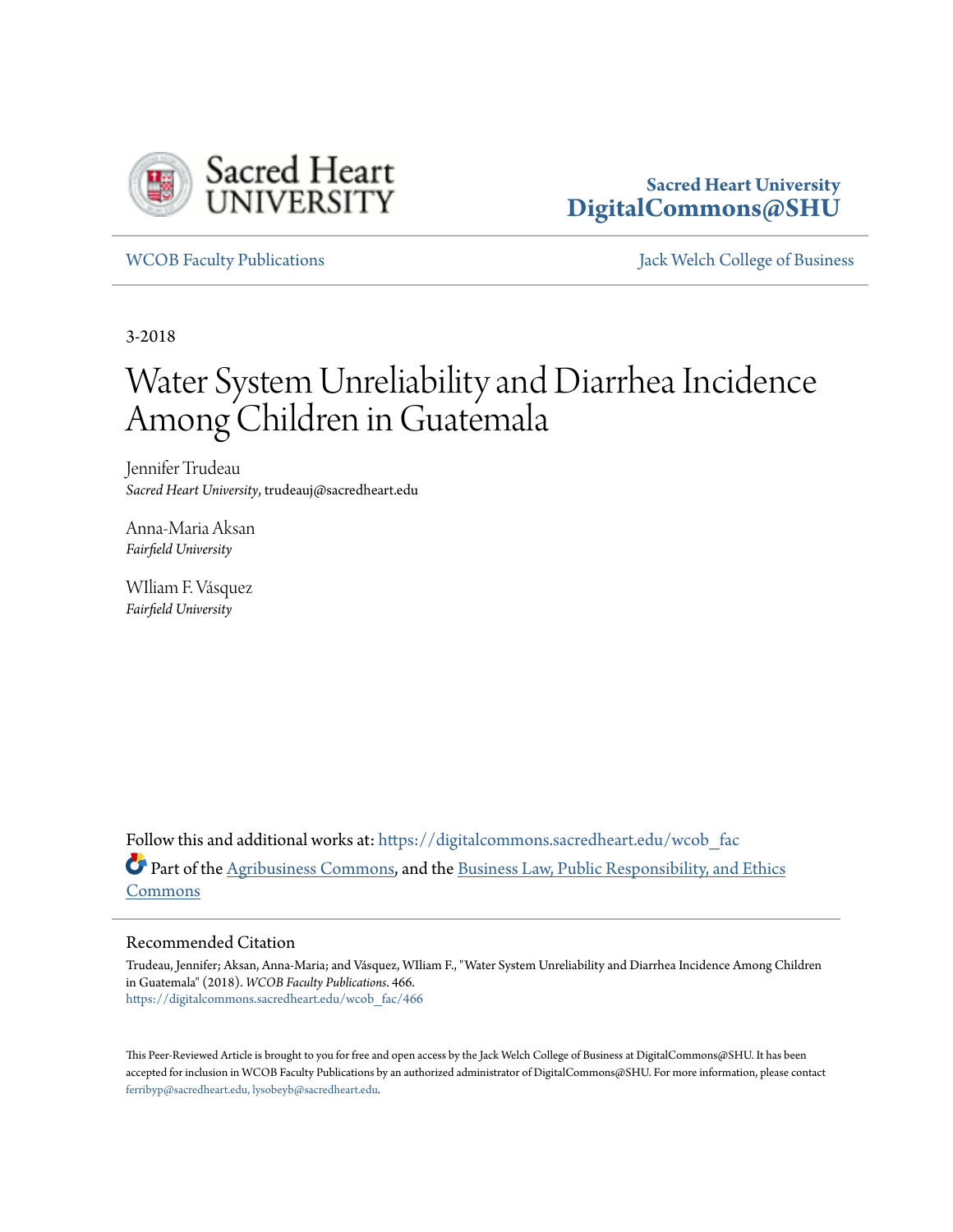Sacred Heart University
DigitalCommons@SHU

WCOB Faculty Publications | Jack Welch College of Business

3-2018

# Water System Unreliability and Diarrhea Incidence Among Children in Guatemala

Jennifer Trudeau
*Sacred Heart University*, trudeauj@sacredheart.edu

Anna-Maria Aksan
*Fairfield University*

WIliam F. Vásquez
*Fairfield University*

Follow this and additional works at: https://digitalcommons.sacredheart.edu/wcob_fac

Part of the Agribusiness Commons, and the Business Law, Public Responsibility, and Ethics Commons

## Recommended Citation

Trudeau, Jennifer; Aksan, Anna-Maria; and Vásquez, WIliam F., "Water System Unreliability and Diarrhea Incidence Among Children in Guatemala" (2018). *WCOB Faculty Publications*. 466.
https://digitalcommons.sacredheart.edu/wcob_fac/466

This Peer-Reviewed Article is brought to you for free and open access by the Jack Welch College of Business at DigitalCommons@SHU. It has been accepted for inclusion in WCOB Faculty Publications by an authorized administrator of DigitalCommons@SHU. For more information, please contact ferribyp@sacredheart.edu, lysobeyb@sacredheart.edu.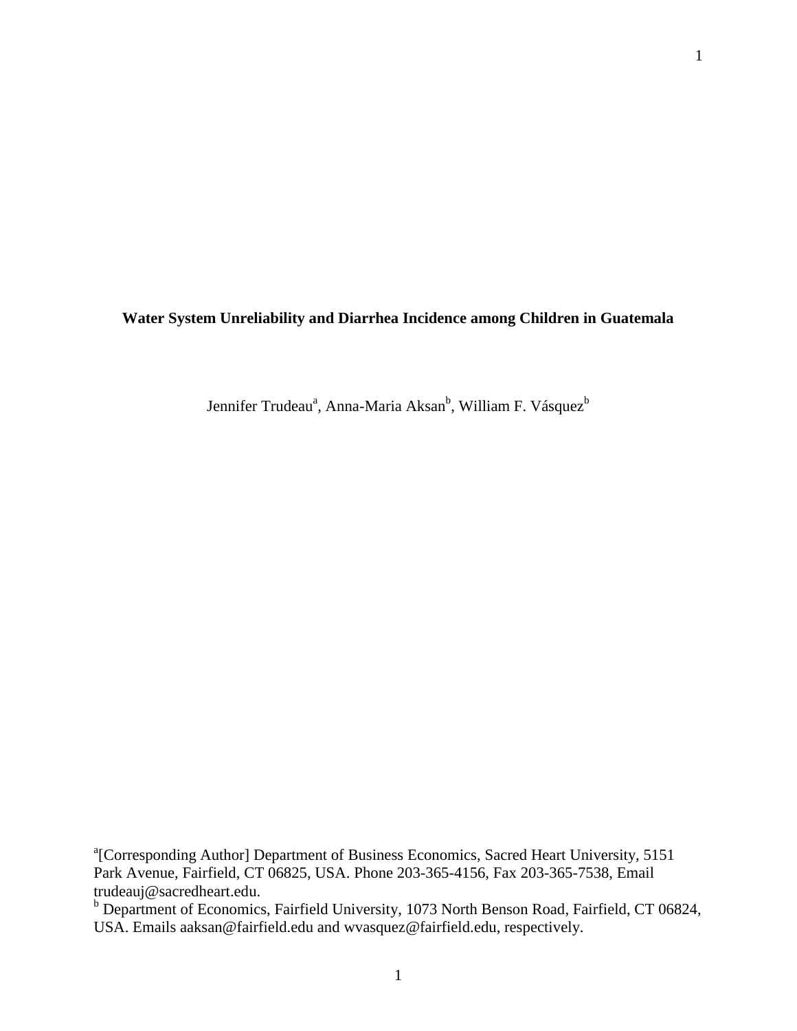**Water System Unreliability and Diarrhea Incidence among Children in Guatemala**

Jennifer Trudeau[a], Anna-Maria Aksan[b], William F. Vásquez[b]

[a][Corresponding Author] Department of Business Economics, Sacred Heart University, 5151 Park Avenue, Fairfield, CT 06825, USA. Phone 203-365-4156, Fax 203-365-7538, Email trudeauj@sacredheart.edu.

[b] Department of Economics, Fairfield University, 1073 North Benson Road, Fairfield, CT 06824, USA. Emails aaksan@fairfield.edu and wvasquez@fairfield.edu, respectively.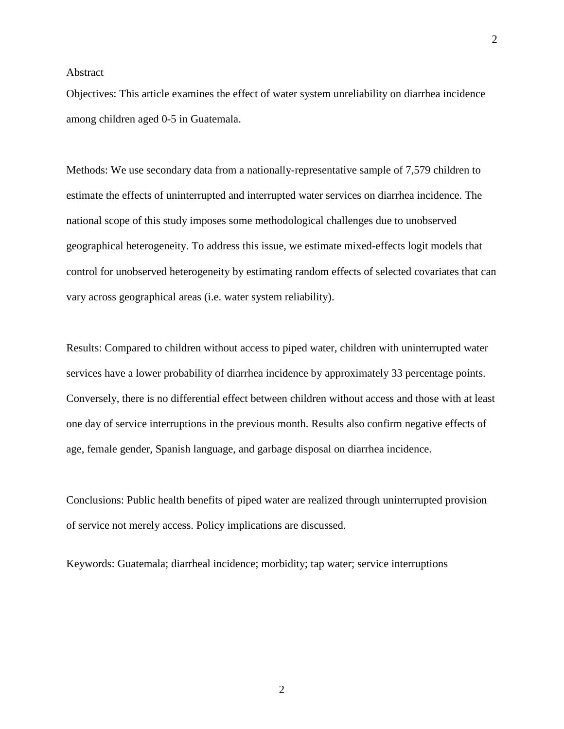## Abstract

Objectives: This article examines the effect of water system unreliability on diarrhea incidence among children aged 0-5 in Guatemala.

Methods: We use secondary data from a nationally-representative sample of 7,579 children to estimate the effects of uninterrupted and interrupted water services on diarrhea incidence. The national scope of this study imposes some methodological challenges due to unobserved geographical heterogeneity. To address this issue, we estimate mixed-effects logit models that control for unobserved heterogeneity by estimating random effects of selected covariates that can vary across geographical areas (i.e. water system reliability).

Results: Compared to children without access to piped water, children with uninterrupted water services have a lower probability of diarrhea incidence by approximately 33 percentage points. Conversely, there is no differential effect between children without access and those with at least one day of service interruptions in the previous month. Results also confirm negative effects of age, female gender, Spanish language, and garbage disposal on diarrhea incidence.

Conclusions: Public health benefits of piped water are realized through uninterrupted provision of service not merely access. Policy implications are discussed.

Keywords: Guatemala; diarrheal incidence; morbidity; tap water; service interruptions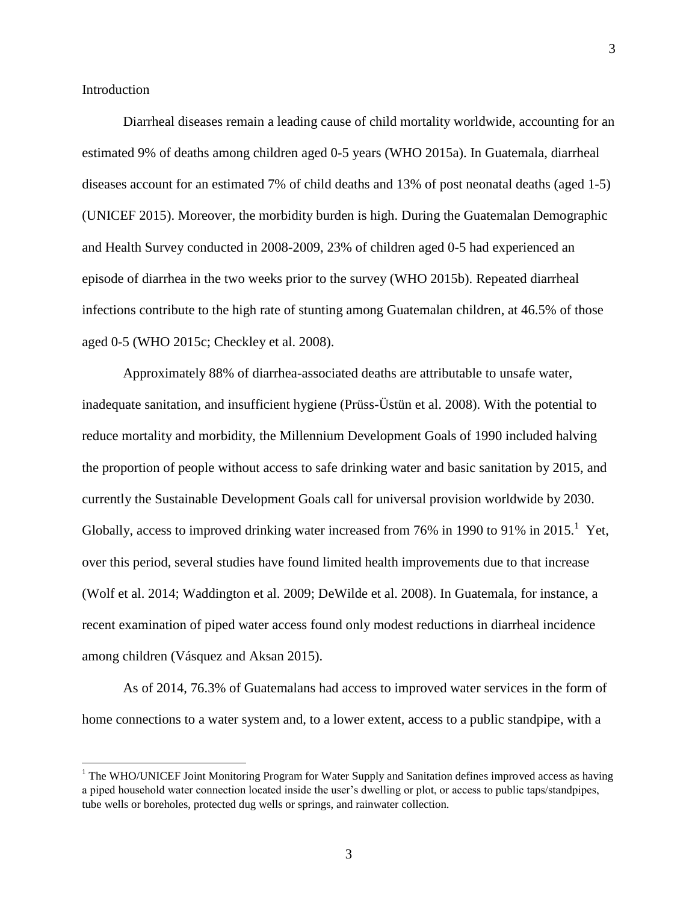## Introduction

Diarrheal diseases remain a leading cause of child mortality worldwide, accounting for an estimated 9% of deaths among children aged 0-5 years (WHO 2015a). In Guatemala, diarrheal diseases account for an estimated 7% of child deaths and 13% of post neonatal deaths (aged 1-5) (UNICEF 2015). Moreover, the morbidity burden is high. During the Guatemalan Demographic and Health Survey conducted in 2008-2009, 23% of children aged 0-5 had experienced an episode of diarrhea in the two weeks prior to the survey (WHO 2015b). Repeated diarrheal infections contribute to the high rate of stunting among Guatemalan children, at 46.5% of those aged 0-5 (WHO 2015c; Checkley et al. 2008).

Approximately 88% of diarrhea-associated deaths are attributable to unsafe water, inadequate sanitation, and insufficient hygiene (Prüss-Üstün et al. 2008). With the potential to reduce mortality and morbidity, the Millennium Development Goals of 1990 included halving the proportion of people without access to safe drinking water and basic sanitation by 2015, and currently the Sustainable Development Goals call for universal provision worldwide by 2030. Globally, access to improved drinking water increased from 76% in 1990 to 91% in 2015.[1] Yet, over this period, several studies have found limited health improvements due to that increase (Wolf et al. 2014; Waddington et al. 2009; DeWilde et al. 2008). In Guatemala, for instance, a recent examination of piped water access found only modest reductions in diarrheal incidence among children (Vásquez and Aksan 2015).

As of 2014, 76.3% of Guatemalans had access to improved water services in the form of home connections to a water system and, to a lower extent, access to a public standpipe, with a

[1] The WHO/UNICEF Joint Monitoring Program for Water Supply and Sanitation defines improved access as having a piped household water connection located inside the user's dwelling or plot, or access to public taps/standpipes, tube wells or boreholes, protected dug wells or springs, and rainwater collection.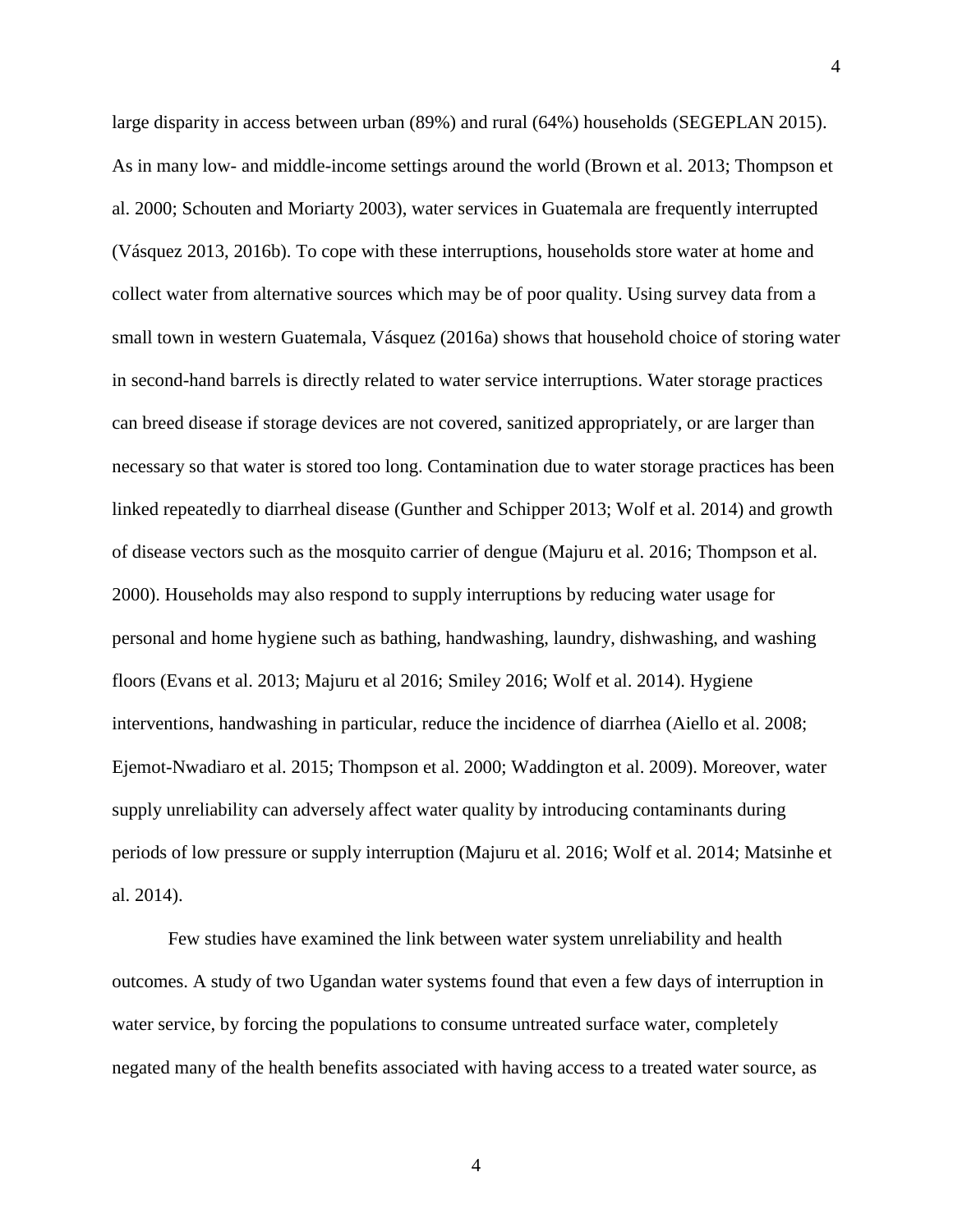large disparity in access between urban (89%) and rural (64%) households (SEGEPLAN 2015). As in many low- and middle-income settings around the world (Brown et al. 2013; Thompson et al. 2000; Schouten and Moriarty 2003), water services in Guatemala are frequently interrupted (Vásquez 2013, 2016b). To cope with these interruptions, households store water at home and collect water from alternative sources which may be of poor quality. Using survey data from a small town in western Guatemala, Vásquez (2016a) shows that household choice of storing water in second-hand barrels is directly related to water service interruptions. Water storage practices can breed disease if storage devices are not covered, sanitized appropriately, or are larger than necessary so that water is stored too long. Contamination due to water storage practices has been linked repeatedly to diarrheal disease (Gunther and Schipper 2013; Wolf et al. 2014) and growth of disease vectors such as the mosquito carrier of dengue (Majuru et al. 2016; Thompson et al. 2000). Households may also respond to supply interruptions by reducing water usage for personal and home hygiene such as bathing, handwashing, laundry, dishwashing, and washing floors (Evans et al. 2013; Majuru et al 2016; Smiley 2016; Wolf et al. 2014). Hygiene interventions, handwashing in particular, reduce the incidence of diarrhea (Aiello et al. 2008; Ejemot-Nwadiaro et al. 2015; Thompson et al. 2000; Waddington et al. 2009). Moreover, water supply unreliability can adversely affect water quality by introducing contaminants during periods of low pressure or supply interruption (Majuru et al. 2016; Wolf et al. 2014; Matsinhe et al. 2014).

Few studies have examined the link between water system unreliability and health outcomes. A study of two Ugandan water systems found that even a few days of interruption in water service, by forcing the populations to consume untreated surface water, completely negated many of the health benefits associated with having access to a treated water source, as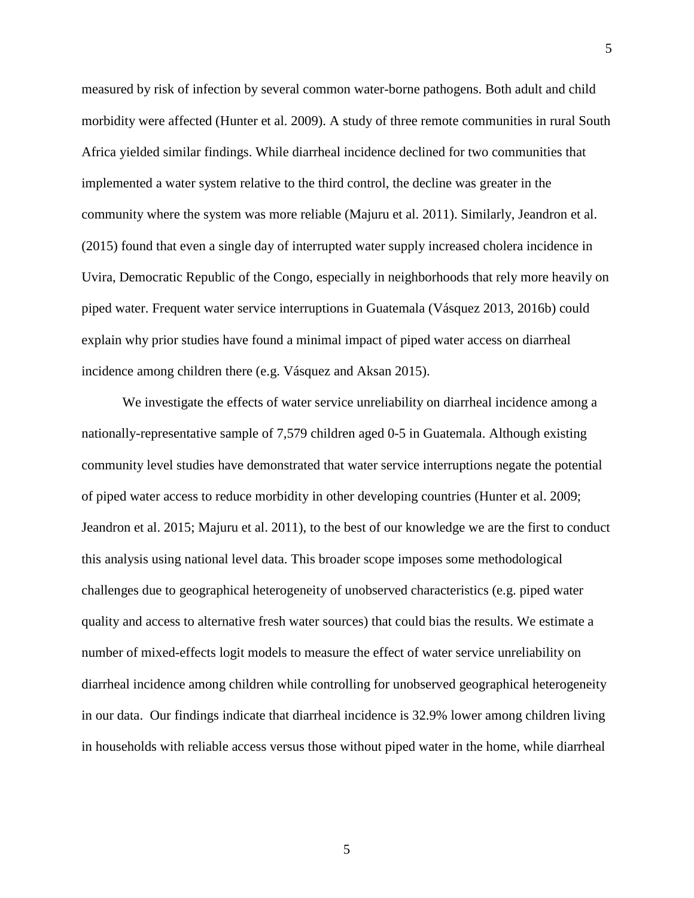measured by risk of infection by several common water-borne pathogens. Both adult and child morbidity were affected (Hunter et al. 2009). A study of three remote communities in rural South Africa yielded similar findings. While diarrheal incidence declined for two communities that implemented a water system relative to the third control, the decline was greater in the community where the system was more reliable (Majuru et al. 2011). Similarly, Jeandron et al. (2015) found that even a single day of interrupted water supply increased cholera incidence in Uvira, Democratic Republic of the Congo, especially in neighborhoods that rely more heavily on piped water. Frequent water service interruptions in Guatemala (Vásquez 2013, 2016b) could explain why prior studies have found a minimal impact of piped water access on diarrheal incidence among children there (e.g. Vásquez and Aksan 2015).

We investigate the effects of water service unreliability on diarrheal incidence among a nationally-representative sample of 7,579 children aged 0-5 in Guatemala. Although existing community level studies have demonstrated that water service interruptions negate the potential of piped water access to reduce morbidity in other developing countries (Hunter et al. 2009; Jeandron et al. 2015; Majuru et al. 2011), to the best of our knowledge we are the first to conduct this analysis using national level data. This broader scope imposes some methodological challenges due to geographical heterogeneity of unobserved characteristics (e.g. piped water quality and access to alternative fresh water sources) that could bias the results. We estimate a number of mixed-effects logit models to measure the effect of water service unreliability on diarrheal incidence among children while controlling for unobserved geographical heterogeneity in our data. Our findings indicate that diarrheal incidence is 32.9% lower among children living in households with reliable access versus those without piped water in the home, while diarrheal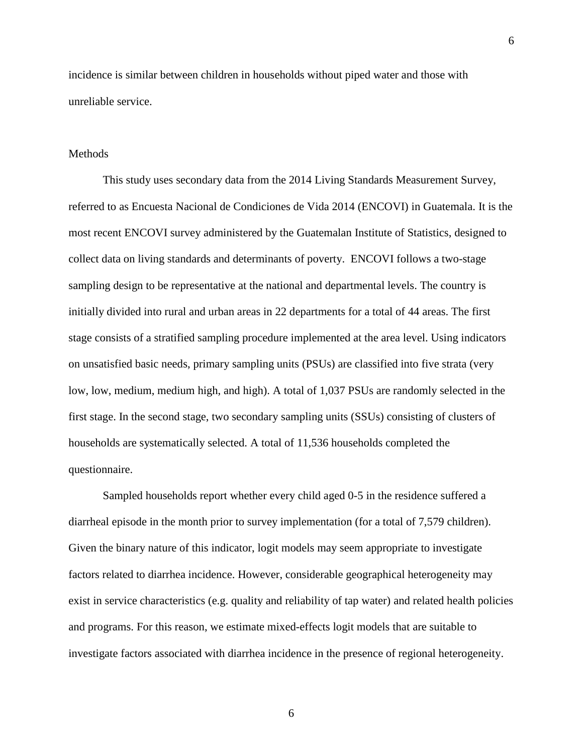incidence is similar between children in households without piped water and those with unreliable service.

## Methods

This study uses secondary data from the 2014 Living Standards Measurement Survey, referred to as Encuesta Nacional de Condiciones de Vida 2014 (ENCOVI) in Guatemala. It is the most recent ENCOVI survey administered by the Guatemalan Institute of Statistics, designed to collect data on living standards and determinants of poverty. ENCOVI follows a two-stage sampling design to be representative at the national and departmental levels. The country is initially divided into rural and urban areas in 22 departments for a total of 44 areas. The first stage consists of a stratified sampling procedure implemented at the area level. Using indicators on unsatisfied basic needs, primary sampling units (PSUs) are classified into five strata (very low, low, medium, medium high, and high). A total of 1,037 PSUs are randomly selected in the first stage. In the second stage, two secondary sampling units (SSUs) consisting of clusters of households are systematically selected. A total of 11,536 households completed the questionnaire.

Sampled households report whether every child aged 0-5 in the residence suffered a diarrheal episode in the month prior to survey implementation (for a total of 7,579 children). Given the binary nature of this indicator, logit models may seem appropriate to investigate factors related to diarrhea incidence. However, considerable geographical heterogeneity may exist in service characteristics (e.g. quality and reliability of tap water) and related health policies and programs. For this reason, we estimate mixed-effects logit models that are suitable to investigate factors associated with diarrhea incidence in the presence of regional heterogeneity.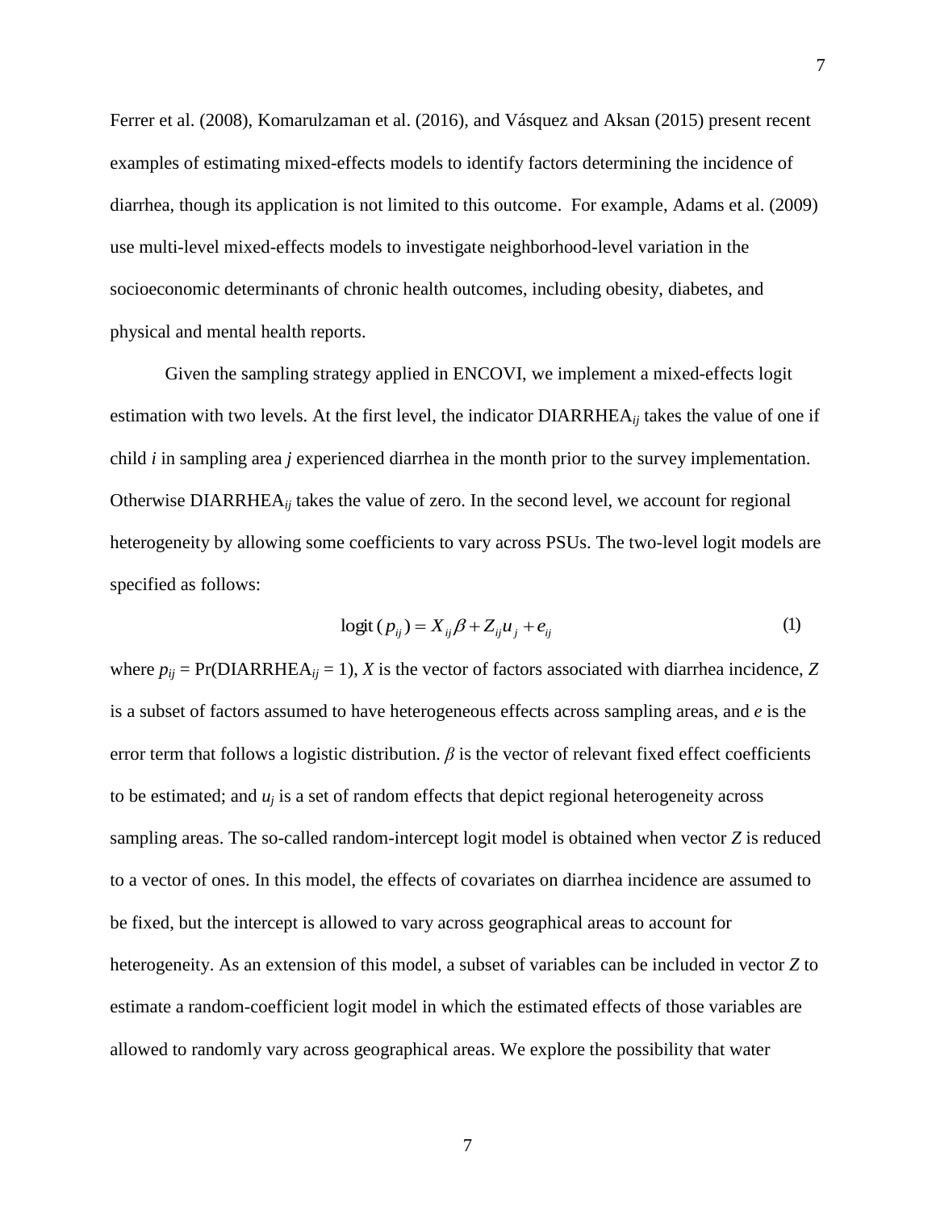Ferrer et al. (2008), Komarulzaman et al. (2016), and Vásquez and Aksan (2015) present recent examples of estimating mixed-effects models to identify factors determining the incidence of diarrhea, though its application is not limited to this outcome. For example, Adams et al. (2009) use multi-level mixed-effects models to investigate neighborhood-level variation in the socioeconomic determinants of chronic health outcomes, including obesity, diabetes, and physical and mental health reports.

Given the sampling strategy applied in ENCOVI, we implement a mixed-effects logit estimation with two levels. At the first level, the indicator $\text{DIARRHEA}_{ij}$ takes the value of one if child $i$ in sampling area $j$ experienced diarrhea in the month prior to the survey implementation. Otherwise $\text{DIARRHEA}_{ij}$ takes the value of zero. In the second level, we account for regional heterogeneity by allowing some coefficients to vary across PSUs. The two-level logit models are specified as follows:

$$\text{logit}\,(p_{ij}) = X_{ij}\beta + Z_{ij}u_j + e_{ij} \tag{1}$$

where $p_{ij} = \Pr(\text{DIARRHEA}_{ij} = 1)$, $X$ is the vector of factors associated with diarrhea incidence, $Z$ is a subset of factors assumed to have heterogeneous effects across sampling areas, and $e$ is the error term that follows a logistic distribution. $\beta$ is the vector of relevant fixed effect coefficients to be estimated; and $u_j$ is a set of random effects that depict regional heterogeneity across sampling areas. The so-called random-intercept logit model is obtained when vector $Z$ is reduced to a vector of ones. In this model, the effects of covariates on diarrhea incidence are assumed to be fixed, but the intercept is allowed to vary across geographical areas to account for heterogeneity. As an extension of this model, a subset of variables can be included in vector $Z$ to estimate a random-coefficient logit model in which the estimated effects of those variables are allowed to randomly vary across geographical areas. We explore the possibility that water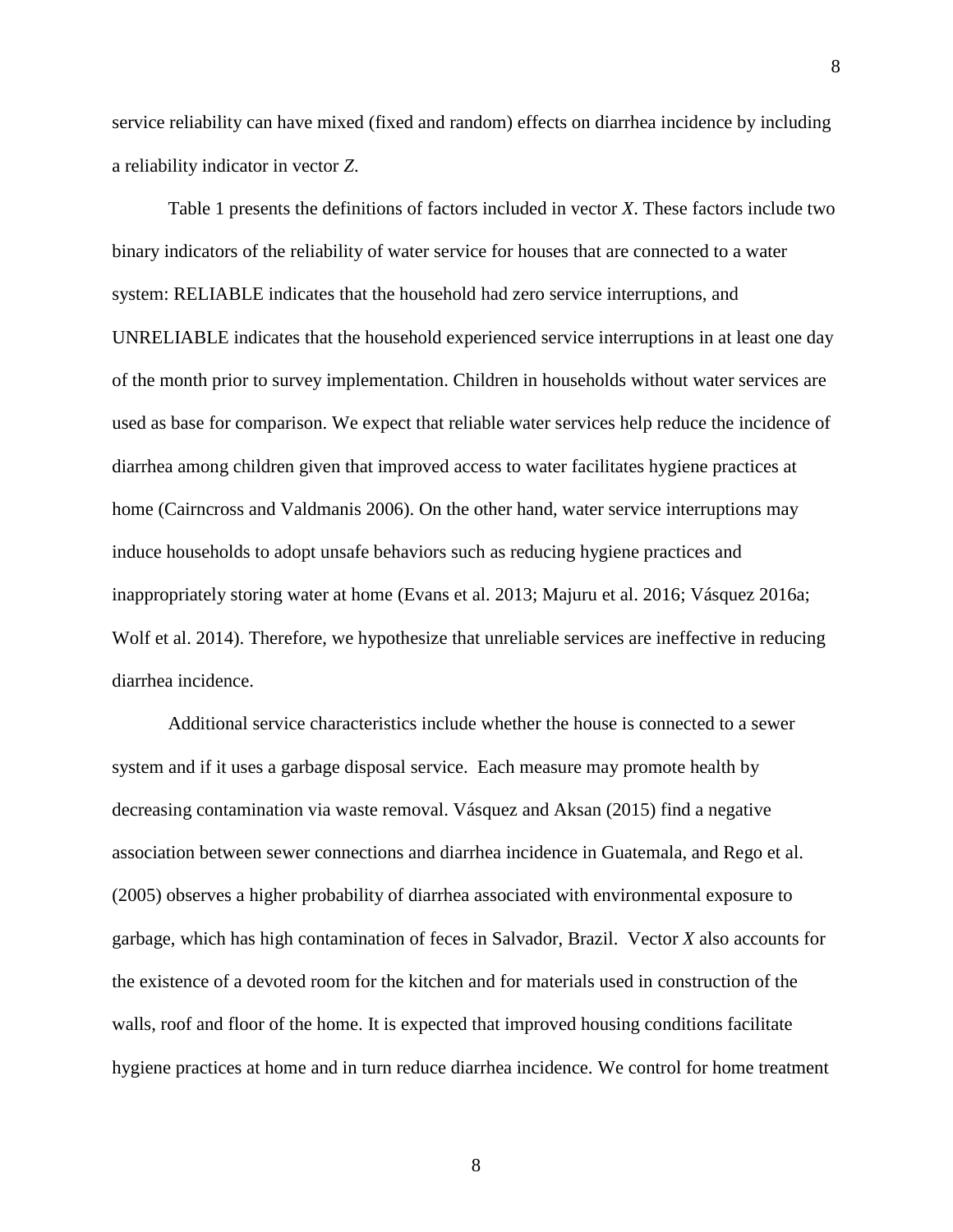service reliability can have mixed (fixed and random) effects on diarrhea incidence by including a reliability indicator in vector *Z*.

Table 1 presents the definitions of factors included in vector *X*. These factors include two binary indicators of the reliability of water service for houses that are connected to a water system: RELIABLE indicates that the household had zero service interruptions, and UNRELIABLE indicates that the household experienced service interruptions in at least one day of the month prior to survey implementation. Children in households without water services are used as base for comparison. We expect that reliable water services help reduce the incidence of diarrhea among children given that improved access to water facilitates hygiene practices at home (Cairncross and Valdmanis 2006). On the other hand, water service interruptions may induce households to adopt unsafe behaviors such as reducing hygiene practices and inappropriately storing water at home (Evans et al. 2013; Majuru et al. 2016; Vásquez 2016a; Wolf et al. 2014). Therefore, we hypothesize that unreliable services are ineffective in reducing diarrhea incidence.

Additional service characteristics include whether the house is connected to a sewer system and if it uses a garbage disposal service. Each measure may promote health by decreasing contamination via waste removal. Vásquez and Aksan (2015) find a negative association between sewer connections and diarrhea incidence in Guatemala, and Rego et al. (2005) observes a higher probability of diarrhea associated with environmental exposure to garbage, which has high contamination of feces in Salvador, Brazil. Vector *X* also accounts for the existence of a devoted room for the kitchen and for materials used in construction of the walls, roof and floor of the home. It is expected that improved housing conditions facilitate hygiene practices at home and in turn reduce diarrhea incidence. We control for home treatment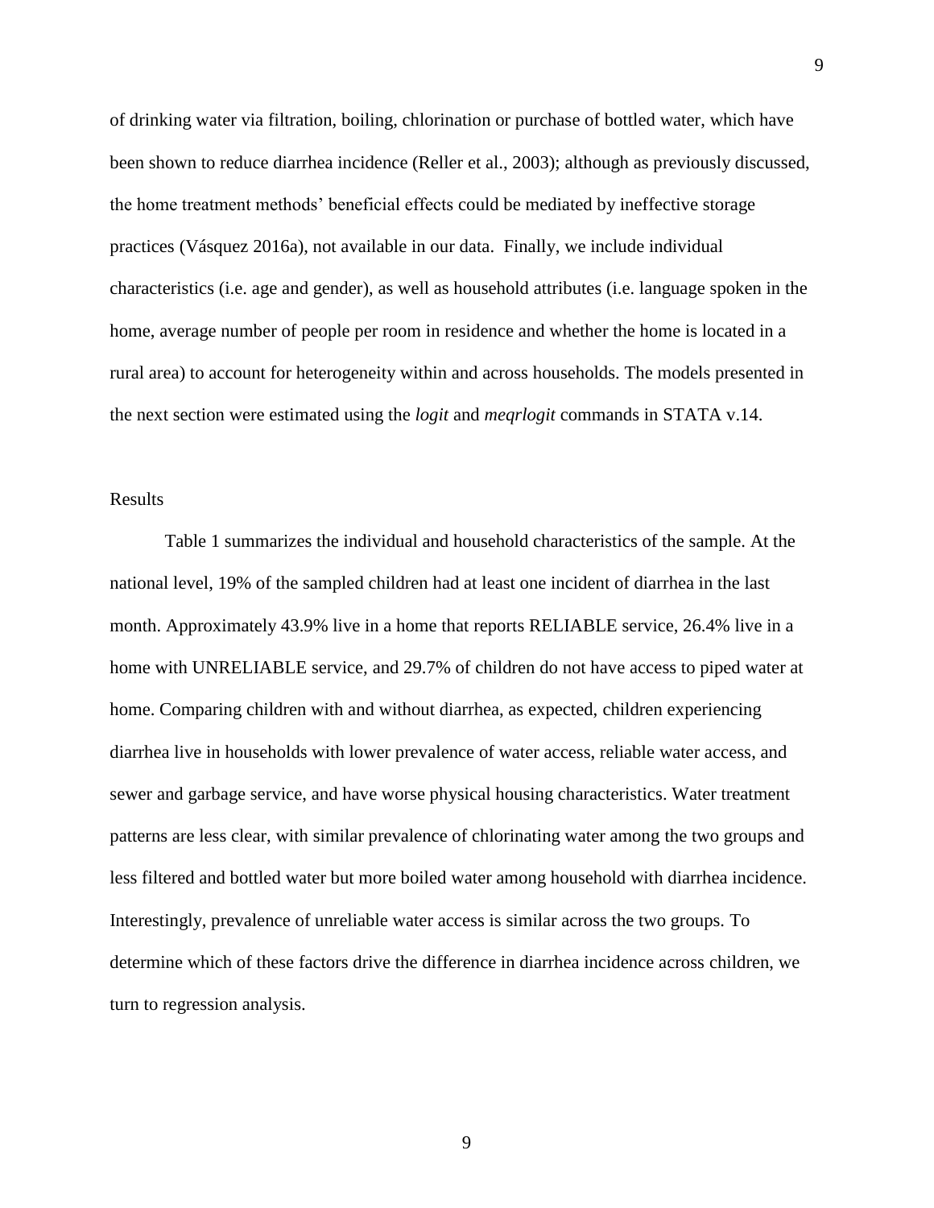of drinking water via filtration, boiling, chlorination or purchase of bottled water, which have been shown to reduce diarrhea incidence (Reller et al., 2003); although as previously discussed, the home treatment methods' beneficial effects could be mediated by ineffective storage practices (Vásquez 2016a), not available in our data. Finally, we include individual characteristics (i.e. age and gender), as well as household attributes (i.e. language spoken in the home, average number of people per room in residence and whether the home is located in a rural area) to account for heterogeneity within and across households. The models presented in the next section were estimated using the *logit* and *meqrlogit* commands in STATA v.14.

## Results

Table 1 summarizes the individual and household characteristics of the sample. At the national level, 19% of the sampled children had at least one incident of diarrhea in the last month. Approximately 43.9% live in a home that reports RELIABLE service, 26.4% live in a home with UNRELIABLE service, and 29.7% of children do not have access to piped water at home. Comparing children with and without diarrhea, as expected, children experiencing diarrhea live in households with lower prevalence of water access, reliable water access, and sewer and garbage service, and have worse physical housing characteristics. Water treatment patterns are less clear, with similar prevalence of chlorinating water among the two groups and less filtered and bottled water but more boiled water among household with diarrhea incidence. Interestingly, prevalence of unreliable water access is similar across the two groups. To determine which of these factors drive the difference in diarrhea incidence across children, we turn to regression analysis.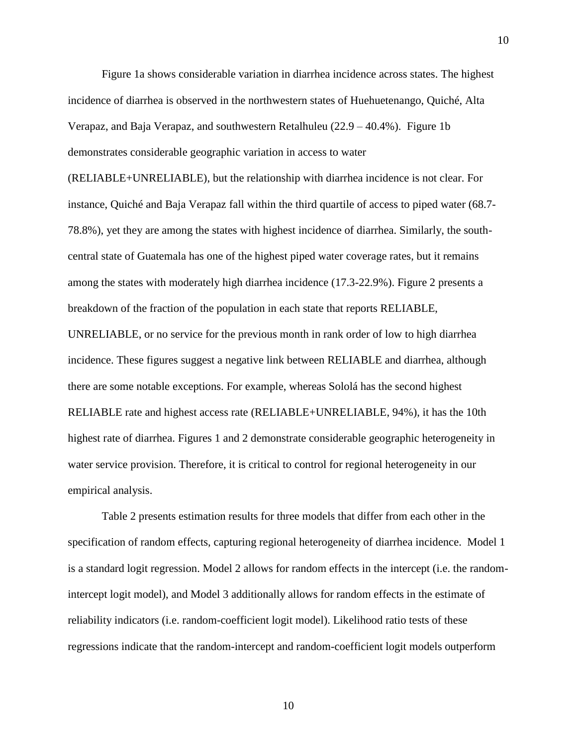Figure 1a shows considerable variation in diarrhea incidence across states. The highest incidence of diarrhea is observed in the northwestern states of Huehuetenango, Quiché, Alta Verapaz, and Baja Verapaz, and southwestern Retalhuleu (22.9 – 40.4%). Figure 1b demonstrates considerable geographic variation in access to water (RELIABLE+UNRELIABLE), but the relationship with diarrhea incidence is not clear. For instance, Quiché and Baja Verapaz fall within the third quartile of access to piped water (68.7-78.8%), yet they are among the states with highest incidence of diarrhea. Similarly, the south-central state of Guatemala has one of the highest piped water coverage rates, but it remains among the states with moderately high diarrhea incidence (17.3-22.9%). Figure 2 presents a breakdown of the fraction of the population in each state that reports RELIABLE, UNRELIABLE, or no service for the previous month in rank order of low to high diarrhea incidence. These figures suggest a negative link between RELIABLE and diarrhea, although there are some notable exceptions. For example, whereas Sololá has the second highest RELIABLE rate and highest access rate (RELIABLE+UNRELIABLE, 94%), it has the 10th highest rate of diarrhea. Figures 1 and 2 demonstrate considerable geographic heterogeneity in water service provision. Therefore, it is critical to control for regional heterogeneity in our empirical analysis.

Table 2 presents estimation results for three models that differ from each other in the specification of random effects, capturing regional heterogeneity of diarrhea incidence. Model 1 is a standard logit regression. Model 2 allows for random effects in the intercept (i.e. the random-intercept logit model), and Model 3 additionally allows for random effects in the estimate of reliability indicators (i.e. random-coefficient logit model). Likelihood ratio tests of these regressions indicate that the random-intercept and random-coefficient logit models outperform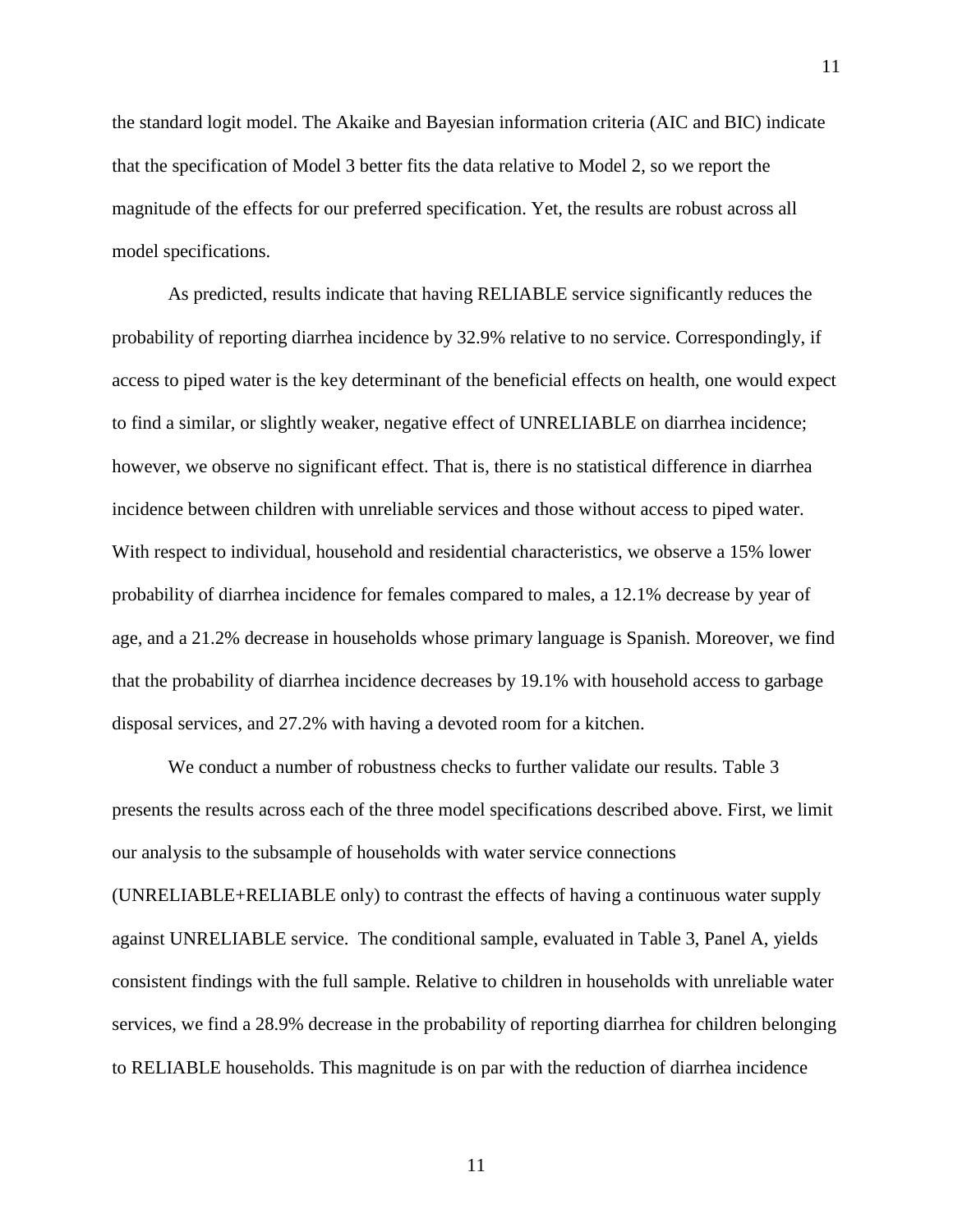the standard logit model. The Akaike and Bayesian information criteria (AIC and BIC) indicate that the specification of Model 3 better fits the data relative to Model 2, so we report the magnitude of the effects for our preferred specification. Yet, the results are robust across all model specifications.

As predicted, results indicate that having RELIABLE service significantly reduces the probability of reporting diarrhea incidence by 32.9% relative to no service. Correspondingly, if access to piped water is the key determinant of the beneficial effects on health, one would expect to find a similar, or slightly weaker, negative effect of UNRELIABLE on diarrhea incidence; however, we observe no significant effect. That is, there is no statistical difference in diarrhea incidence between children with unreliable services and those without access to piped water. With respect to individual, household and residential characteristics, we observe a 15% lower probability of diarrhea incidence for females compared to males, a 12.1% decrease by year of age, and a 21.2% decrease in households whose primary language is Spanish. Moreover, we find that the probability of diarrhea incidence decreases by 19.1% with household access to garbage disposal services, and 27.2% with having a devoted room for a kitchen.

We conduct a number of robustness checks to further validate our results. Table 3 presents the results across each of the three model specifications described above. First, we limit our analysis to the subsample of households with water service connections (UNRELIABLE+RELIABLE only) to contrast the effects of having a continuous water supply against UNRELIABLE service. The conditional sample, evaluated in Table 3, Panel A, yields consistent findings with the full sample. Relative to children in households with unreliable water services, we find a 28.9% decrease in the probability of reporting diarrhea for children belonging to RELIABLE households. This magnitude is on par with the reduction of diarrhea incidence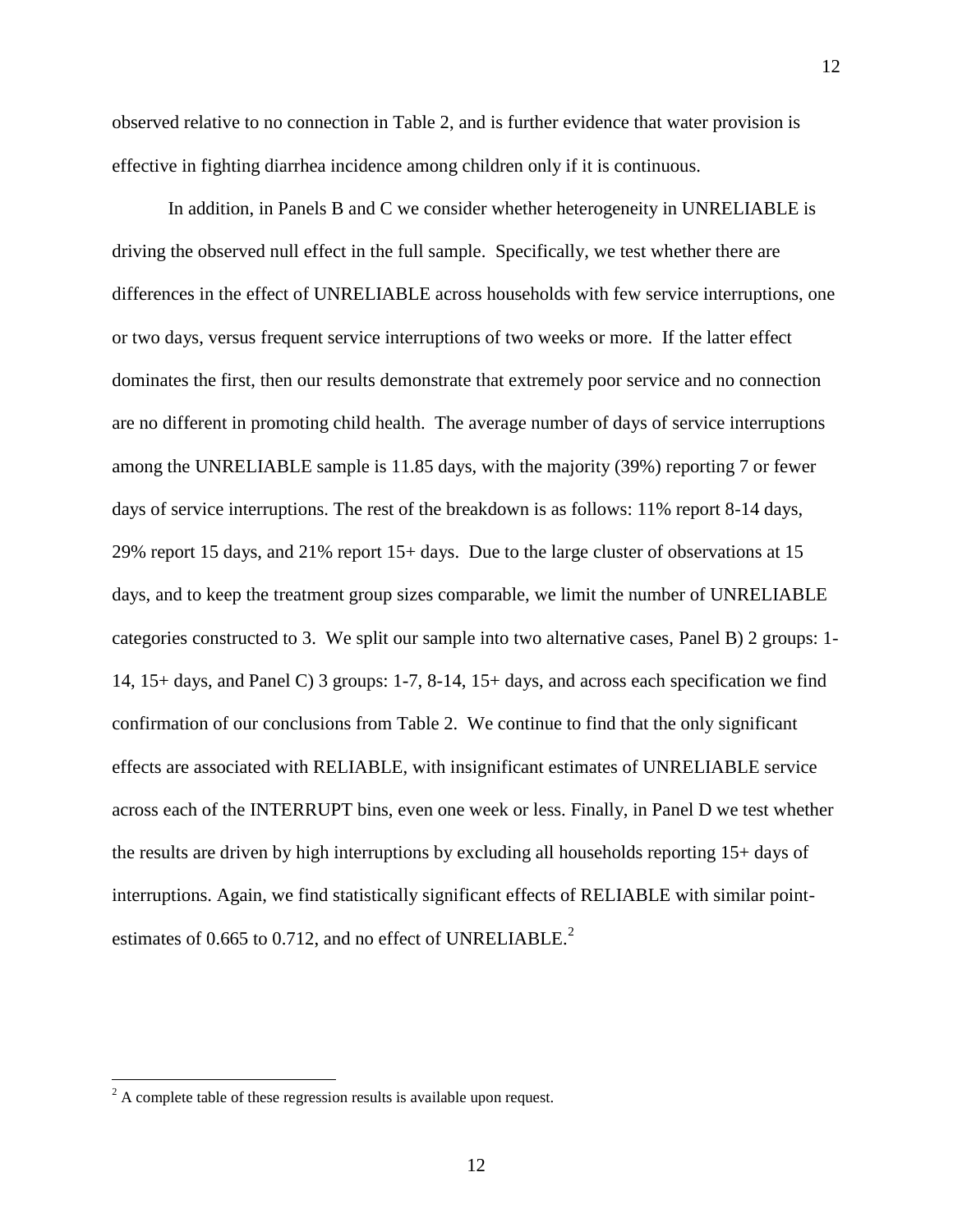observed relative to no connection in Table 2, and is further evidence that water provision is effective in fighting diarrhea incidence among children only if it is continuous.

In addition, in Panels B and C we consider whether heterogeneity in UNRELIABLE is driving the observed null effect in the full sample. Specifically, we test whether there are differences in the effect of UNRELIABLE across households with few service interruptions, one or two days, versus frequent service interruptions of two weeks or more. If the latter effect dominates the first, then our results demonstrate that extremely poor service and no connection are no different in promoting child health. The average number of days of service interruptions among the UNRELIABLE sample is 11.85 days, with the majority (39%) reporting 7 or fewer days of service interruptions. The rest of the breakdown is as follows: 11% report 8-14 days, 29% report 15 days, and 21% report 15+ days. Due to the large cluster of observations at 15 days, and to keep the treatment group sizes comparable, we limit the number of UNRELIABLE categories constructed to 3. We split our sample into two alternative cases, Panel B) 2 groups: 1-14, 15+ days, and Panel C) 3 groups: 1-7, 8-14, 15+ days, and across each specification we find confirmation of our conclusions from Table 2. We continue to find that the only significant effects are associated with RELIABLE, with insignificant estimates of UNRELIABLE service across each of the INTERRUPT bins, even one week or less. Finally, in Panel D we test whether the results are driven by high interruptions by excluding all households reporting 15+ days of interruptions. Again, we find statistically significant effects of RELIABLE with similar point-estimates of 0.665 to 0.712, and no effect of UNRELIABLE.[2]

---

[2] A complete table of these regression results is available upon request.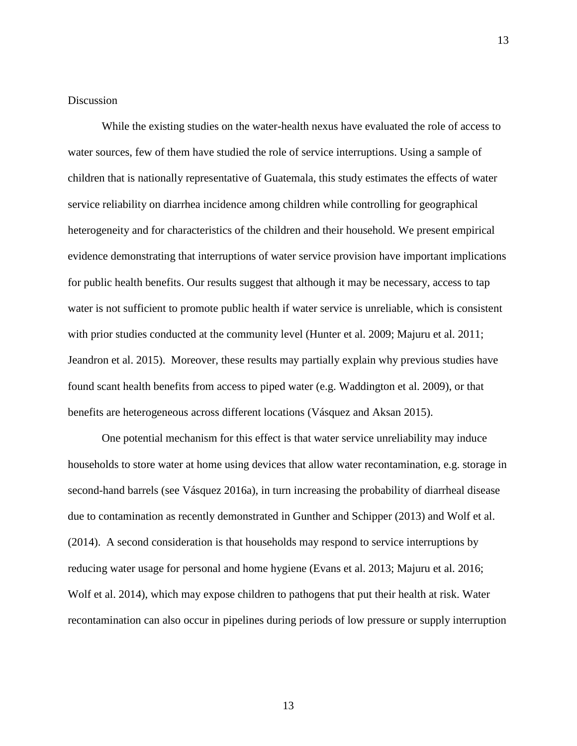## Discussion

While the existing studies on the water-health nexus have evaluated the role of access to water sources, few of them have studied the role of service interruptions. Using a sample of children that is nationally representative of Guatemala, this study estimates the effects of water service reliability on diarrhea incidence among children while controlling for geographical heterogeneity and for characteristics of the children and their household. We present empirical evidence demonstrating that interruptions of water service provision have important implications for public health benefits. Our results suggest that although it may be necessary, access to tap water is not sufficient to promote public health if water service is unreliable, which is consistent with prior studies conducted at the community level (Hunter et al. 2009; Majuru et al. 2011; Jeandron et al. 2015). Moreover, these results may partially explain why previous studies have found scant health benefits from access to piped water (e.g. Waddington et al. 2009), or that benefits are heterogeneous across different locations (Vásquez and Aksan 2015).

One potential mechanism for this effect is that water service unreliability may induce households to store water at home using devices that allow water recontamination, e.g. storage in second-hand barrels (see Vásquez 2016a), in turn increasing the probability of diarrheal disease due to contamination as recently demonstrated in Gunther and Schipper (2013) and Wolf et al. (2014). A second consideration is that households may respond to service interruptions by reducing water usage for personal and home hygiene (Evans et al. 2013; Majuru et al. 2016; Wolf et al. 2014), which may expose children to pathogens that put their health at risk. Water recontamination can also occur in pipelines during periods of low pressure or supply interruption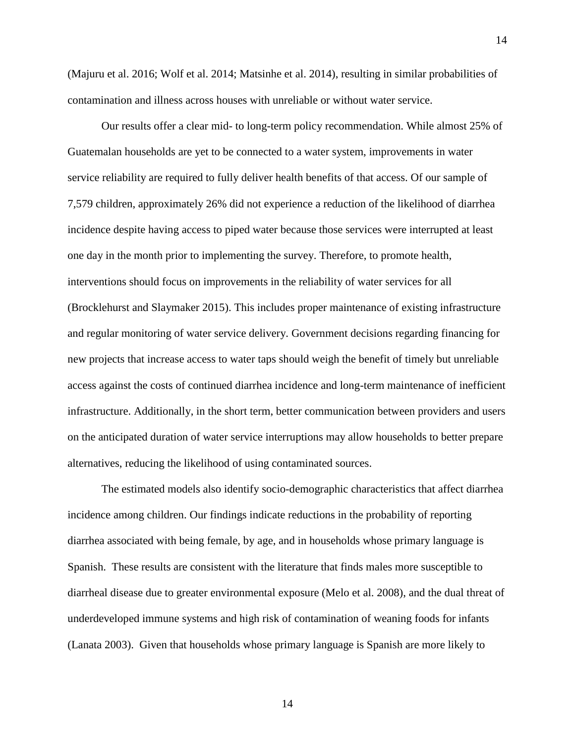(Majuru et al. 2016; Wolf et al. 2014; Matsinhe et al. 2014), resulting in similar probabilities of contamination and illness across houses with unreliable or without water service.

Our results offer a clear mid- to long-term policy recommendation. While almost 25% of Guatemalan households are yet to be connected to a water system, improvements in water service reliability are required to fully deliver health benefits of that access. Of our sample of 7,579 children, approximately 26% did not experience a reduction of the likelihood of diarrhea incidence despite having access to piped water because those services were interrupted at least one day in the month prior to implementing the survey. Therefore, to promote health, interventions should focus on improvements in the reliability of water services for all (Brocklehurst and Slaymaker 2015). This includes proper maintenance of existing infrastructure and regular monitoring of water service delivery. Government decisions regarding financing for new projects that increase access to water taps should weigh the benefit of timely but unreliable access against the costs of continued diarrhea incidence and long-term maintenance of inefficient infrastructure. Additionally, in the short term, better communication between providers and users on the anticipated duration of water service interruptions may allow households to better prepare alternatives, reducing the likelihood of using contaminated sources.

The estimated models also identify socio-demographic characteristics that affect diarrhea incidence among children. Our findings indicate reductions in the probability of reporting diarrhea associated with being female, by age, and in households whose primary language is Spanish. These results are consistent with the literature that finds males more susceptible to diarrheal disease due to greater environmental exposure (Melo et al. 2008), and the dual threat of underdeveloped immune systems and high risk of contamination of weaning foods for infants (Lanata 2003). Given that households whose primary language is Spanish are more likely to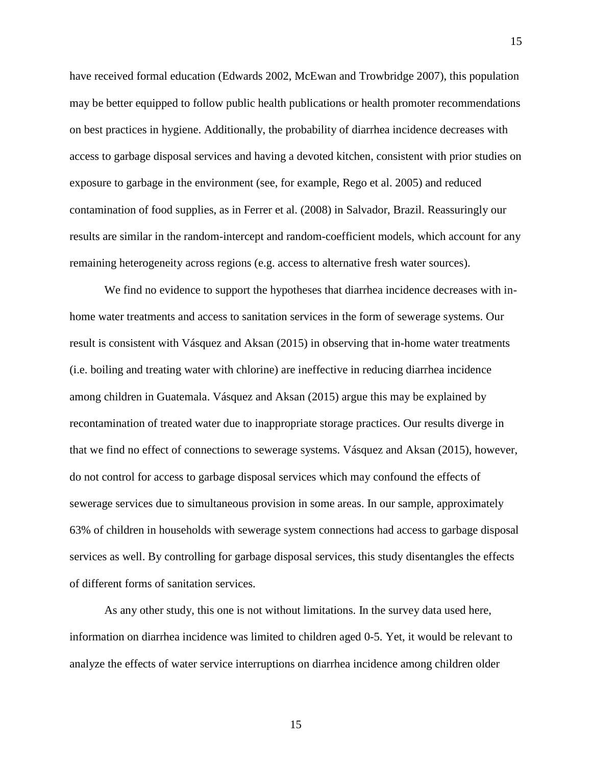have received formal education (Edwards 2002, McEwan and Trowbridge 2007), this population may be better equipped to follow public health publications or health promoter recommendations on best practices in hygiene. Additionally, the probability of diarrhea incidence decreases with access to garbage disposal services and having a devoted kitchen, consistent with prior studies on exposure to garbage in the environment (see, for example, Rego et al. 2005) and reduced contamination of food supplies, as in Ferrer et al. (2008) in Salvador, Brazil. Reassuringly our results are similar in the random-intercept and random-coefficient models, which account for any remaining heterogeneity across regions (e.g. access to alternative fresh water sources).

We find no evidence to support the hypotheses that diarrhea incidence decreases with in-home water treatments and access to sanitation services in the form of sewerage systems. Our result is consistent with Vásquez and Aksan (2015) in observing that in-home water treatments (i.e. boiling and treating water with chlorine) are ineffective in reducing diarrhea incidence among children in Guatemala. Vásquez and Aksan (2015) argue this may be explained by recontamination of treated water due to inappropriate storage practices. Our results diverge in that we find no effect of connections to sewerage systems. Vásquez and Aksan (2015), however, do not control for access to garbage disposal services which may confound the effects of sewerage services due to simultaneous provision in some areas. In our sample, approximately 63% of children in households with sewerage system connections had access to garbage disposal services as well. By controlling for garbage disposal services, this study disentangles the effects of different forms of sanitation services.

As any other study, this one is not without limitations. In the survey data used here, information on diarrhea incidence was limited to children aged 0-5. Yet, it would be relevant to analyze the effects of water service interruptions on diarrhea incidence among children older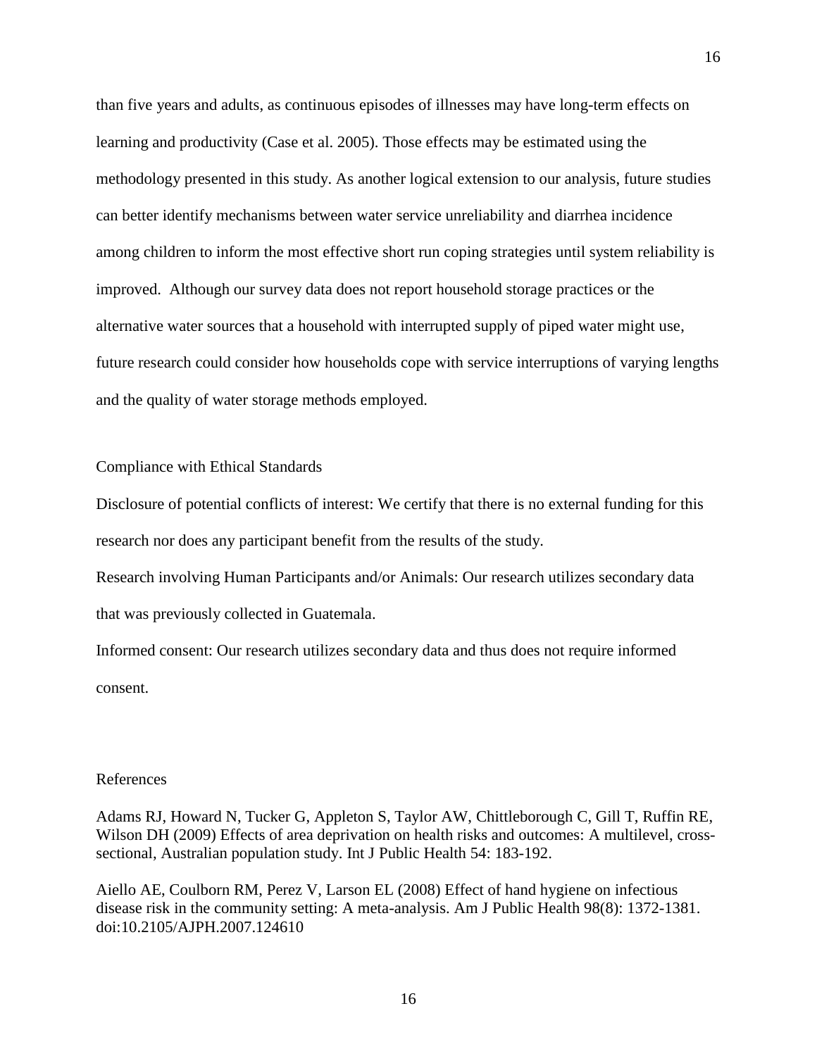than five years and adults, as continuous episodes of illnesses may have long-term effects on learning and productivity (Case et al. 2005). Those effects may be estimated using the methodology presented in this study. As another logical extension to our analysis, future studies can better identify mechanisms between water service unreliability and diarrhea incidence among children to inform the most effective short run coping strategies until system reliability is improved. Although our survey data does not report household storage practices or the alternative water sources that a household with interrupted supply of piped water might use, future research could consider how households cope with service interruptions of varying lengths and the quality of water storage methods employed.

## Compliance with Ethical Standards

Disclosure of potential conflicts of interest: We certify that there is no external funding for this research nor does any participant benefit from the results of the study.

Research involving Human Participants and/or Animals: Our research utilizes secondary data that was previously collected in Guatemala.

Informed consent: Our research utilizes secondary data and thus does not require informed consent.

## References

Adams RJ, Howard N, Tucker G, Appleton S, Taylor AW, Chittleborough C, Gill T, Ruffin RE, Wilson DH (2009) Effects of area deprivation on health risks and outcomes: A multilevel, cross-sectional, Australian population study. Int J Public Health 54: 183-192.

Aiello AE, Coulborn RM, Perez V, Larson EL (2008) Effect of hand hygiene on infectious disease risk in the community setting: A meta-analysis. Am J Public Health 98(8): 1372-1381. doi:10.2105/AJPH.2007.124610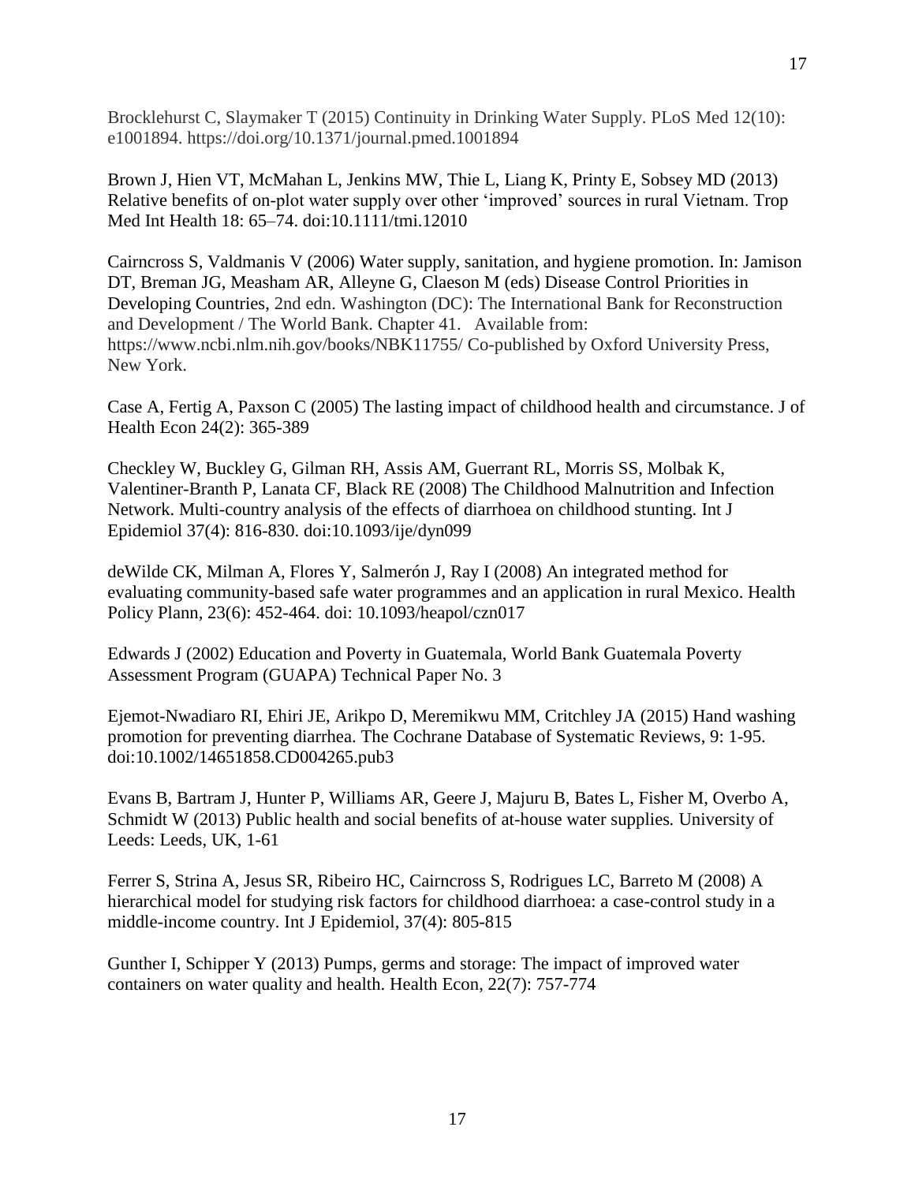Brocklehurst C, Slaymaker T (2015) Continuity in Drinking Water Supply. PLoS Med 12(10): e1001894. https://doi.org/10.1371/journal.pmed.1001894

Brown J, Hien VT, McMahan L, Jenkins MW, Thie L, Liang K, Printy E, Sobsey MD (2013) Relative benefits of on-plot water supply over other 'improved' sources in rural Vietnam. Trop Med Int Health 18: 65–74. doi:10.1111/tmi.12010

Cairncross S, Valdmanis V (2006) Water supply, sanitation, and hygiene promotion. In: Jamison DT, Breman JG, Measham AR, Alleyne G, Claeson M (eds) Disease Control Priorities in Developing Countries, 2nd edn. Washington (DC): The International Bank for Reconstruction and Development / The World Bank. Chapter 41. Available from: https://www.ncbi.nlm.nih.gov/books/NBK11755/ Co-published by Oxford University Press, New York.

Case A, Fertig A, Paxson C (2005) The lasting impact of childhood health and circumstance. J of Health Econ 24(2): 365-389

Checkley W, Buckley G, Gilman RH, Assis AM, Guerrant RL, Morris SS, Molbak K, Valentiner-Branth P, Lanata CF, Black RE (2008) The Childhood Malnutrition and Infection Network. Multi-country analysis of the effects of diarrhoea on childhood stunting. Int J Epidemiol 37(4): 816-830. doi:10.1093/ije/dyn099

deWilde CK, Milman A, Flores Y, Salmerón J, Ray I (2008) An integrated method for evaluating community-based safe water programmes and an application in rural Mexico. Health Policy Plann, 23(6): 452-464. doi: 10.1093/heapol/czn017

Edwards J (2002) Education and Poverty in Guatemala, World Bank Guatemala Poverty Assessment Program (GUAPA) Technical Paper No. 3

Ejemot-Nwadiaro RI, Ehiri JE, Arikpo D, Meremikwu MM, Critchley JA (2015) Hand washing promotion for preventing diarrhea. The Cochrane Database of Systematic Reviews, 9: 1-95. doi:10.1002/14651858.CD004265.pub3

Evans B, Bartram J, Hunter P, Williams AR, Geere J, Majuru B, Bates L, Fisher M, Overbo A, Schmidt W (2013) Public health and social benefits of at-house water supplies*.* University of Leeds: Leeds, UK, 1-61

Ferrer S, Strina A, Jesus SR, Ribeiro HC, Cairncross S, Rodrigues LC, Barreto M (2008) A hierarchical model for studying risk factors for childhood diarrhoea: a case-control study in a middle-income country. Int J Epidemiol, 37(4): 805-815

Gunther I, Schipper Y (2013) Pumps, germs and storage: The impact of improved water containers on water quality and health. Health Econ, 22(7): 757-774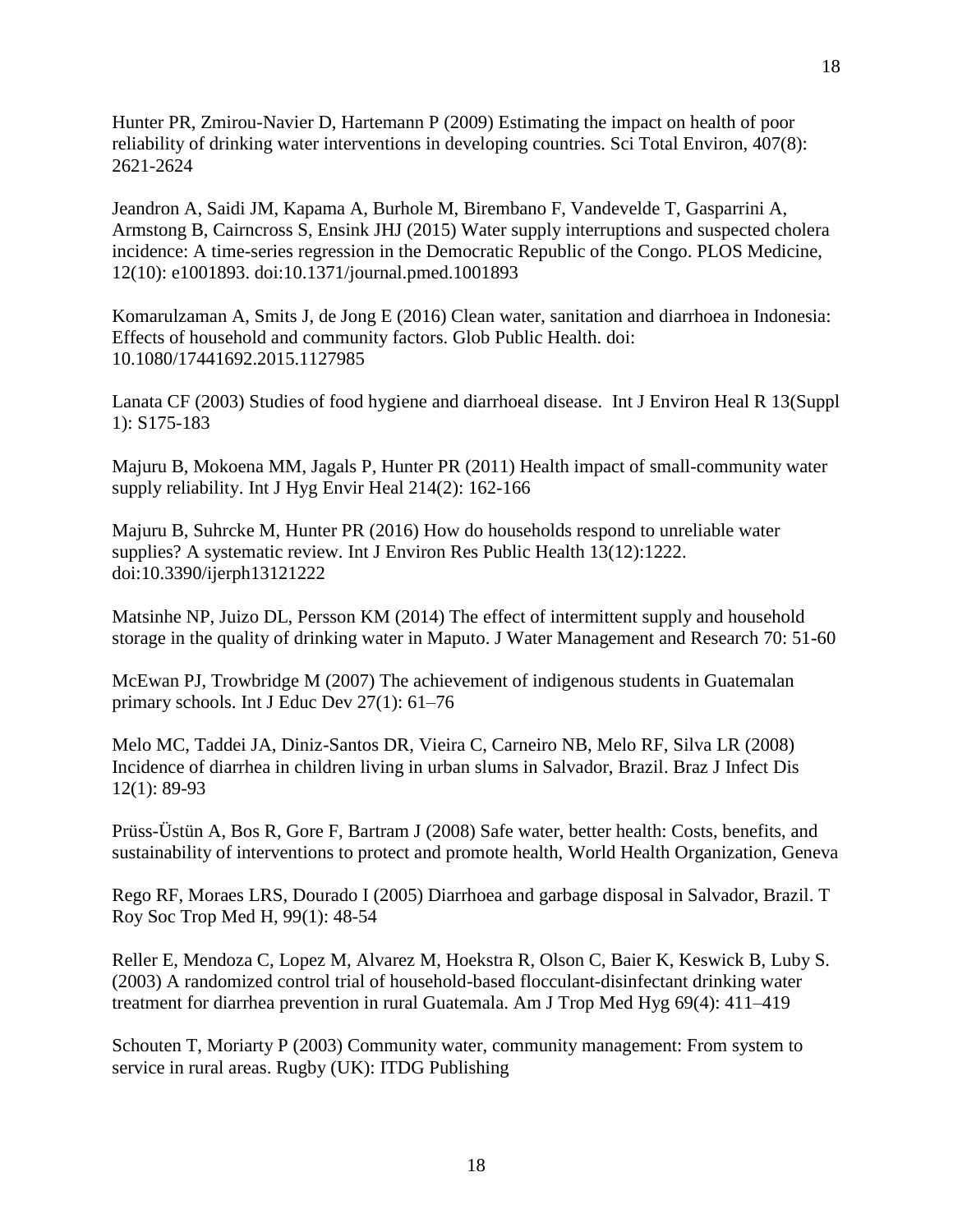Hunter PR, Zmirou-Navier D, Hartemann P (2009) Estimating the impact on health of poor reliability of drinking water interventions in developing countries. Sci Total Environ, 407(8): 2621-2624

Jeandron A, Saidi JM, Kapama A, Burhole M, Birembano F, Vandevelde T, Gasparrini A, Armstong B, Cairncross S, Ensink JHJ (2015) Water supply interruptions and suspected cholera incidence: A time-series regression in the Democratic Republic of the Congo. PLOS Medicine, 12(10): e1001893. doi:10.1371/journal.pmed.1001893

Komarulzaman A, Smits J, de Jong E (2016) Clean water, sanitation and diarrhoea in Indonesia: Effects of household and community factors. Glob Public Health. doi: 10.1080/17441692.2015.1127985

Lanata CF (2003) Studies of food hygiene and diarrhoeal disease. Int J Environ Heal R 13(Suppl 1): S175-183

Majuru B, Mokoena MM, Jagals P, Hunter PR (2011) Health impact of small-community water supply reliability. Int J Hyg Envir Heal 214(2): 162-166

Majuru B, Suhrcke M, Hunter PR (2016) How do households respond to unreliable water supplies? A systematic review. Int J Environ Res Public Health 13(12):1222. doi:10.3390/ijerph13121222

Matsinhe NP, Juizo DL, Persson KM (2014) The effect of intermittent supply and household storage in the quality of drinking water in Maputo. J Water Management and Research 70: 51-60

McEwan PJ, Trowbridge M (2007) The achievement of indigenous students in Guatemalan primary schools. Int J Educ Dev 27(1): 61–76

Melo MC, Taddei JA, Diniz-Santos DR, Vieira C, Carneiro NB, Melo RF, Silva LR (2008) Incidence of diarrhea in children living in urban slums in Salvador, Brazil. Braz J Infect Dis 12(1): 89-93

Prüss-Üstün A, Bos R, Gore F, Bartram J (2008) Safe water, better health: Costs, benefits, and sustainability of interventions to protect and promote health, World Health Organization, Geneva

Rego RF, Moraes LRS, Dourado I (2005) Diarrhoea and garbage disposal in Salvador, Brazil. T Roy Soc Trop Med H, 99(1): 48-54

Reller E, Mendoza C, Lopez M, Alvarez M, Hoekstra R, Olson C, Baier K, Keswick B, Luby S. (2003) A randomized control trial of household-based flocculant-disinfectant drinking water treatment for diarrhea prevention in rural Guatemala. Am J Trop Med Hyg 69(4): 411–419

Schouten T, Moriarty P (2003) Community water, community management: From system to service in rural areas. Rugby (UK): ITDG Publishing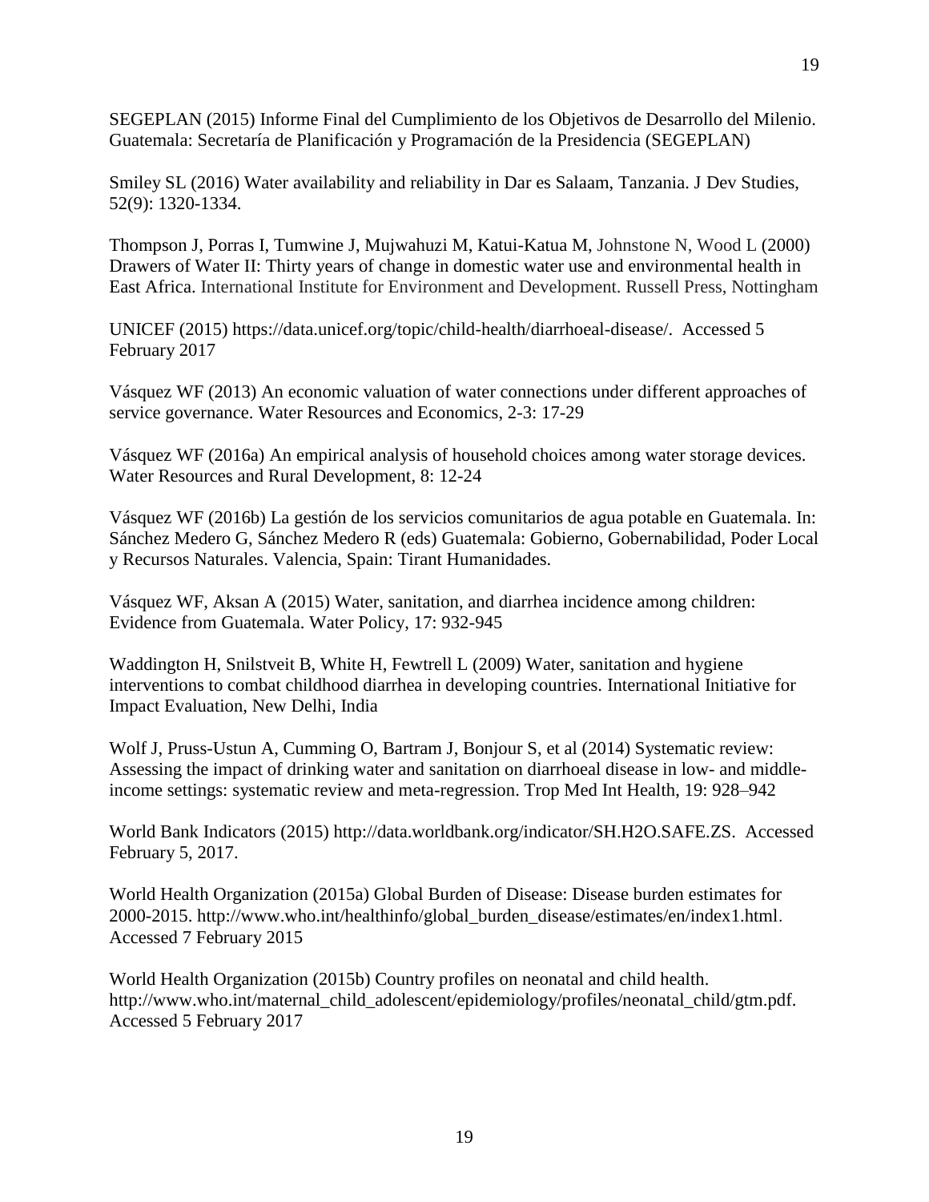SEGEPLAN (2015) Informe Final del Cumplimiento de los Objetivos de Desarrollo del Milenio. Guatemala: Secretaría de Planificación y Programación de la Presidencia (SEGEPLAN)

Smiley SL (2016) Water availability and reliability in Dar es Salaam, Tanzania. J Dev Studies, 52(9): 1320-1334.

Thompson J, Porras I, Tumwine J, Mujwahuzi M, Katui-Katua M, Johnstone N, Wood L (2000) Drawers of Water II: Thirty years of change in domestic water use and environmental health in East Africa. International Institute for Environment and Development. Russell Press, Nottingham

UNICEF (2015) https://data.unicef.org/topic/child-health/diarrhoeal-disease/. Accessed 5 February 2017

Vásquez WF (2013) An economic valuation of water connections under different approaches of service governance. Water Resources and Economics, 2-3: 17-29

Vásquez WF (2016a) An empirical analysis of household choices among water storage devices. Water Resources and Rural Development, 8: 12-24

Vásquez WF (2016b) La gestión de los servicios comunitarios de agua potable en Guatemala. In: Sánchez Medero G, Sánchez Medero R (eds) Guatemala: Gobierno, Gobernabilidad, Poder Local y Recursos Naturales. Valencia, Spain: Tirant Humanidades.

Vásquez WF, Aksan A (2015) Water, sanitation, and diarrhea incidence among children: Evidence from Guatemala. Water Policy, 17: 932-945

Waddington H, Snilstveit B, White H, Fewtrell L (2009) Water, sanitation and hygiene interventions to combat childhood diarrhea in developing countries. International Initiative for Impact Evaluation, New Delhi, India

Wolf J, Pruss-Ustun A, Cumming O, Bartram J, Bonjour S, et al (2014) Systematic review: Assessing the impact of drinking water and sanitation on diarrhoeal disease in low- and middle-income settings: systematic review and meta-regression. Trop Med Int Health, 19: 928–942

World Bank Indicators (2015) http://data.worldbank.org/indicator/SH.H2O.SAFE.ZS. Accessed February 5, 2017.

World Health Organization (2015a) Global Burden of Disease: Disease burden estimates for 2000-2015. http://www.who.int/healthinfo/global_burden_disease/estimates/en/index1.html. Accessed 7 February 2015

World Health Organization (2015b) Country profiles on neonatal and child health. http://www.who.int/maternal_child_adolescent/epidemiology/profiles/neonatal_child/gtm.pdf. Accessed 5 February 2017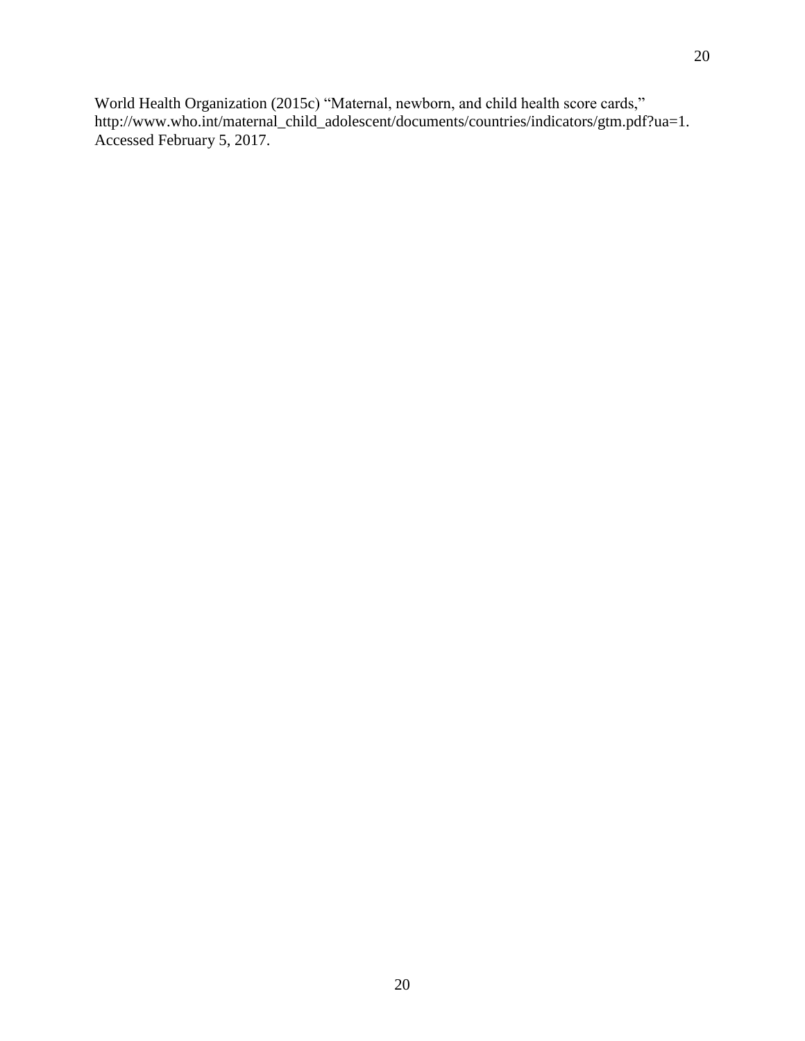World Health Organization (2015c) "Maternal, newborn, and child health score cards," http://www.who.int/maternal_child_adolescent/documents/countries/indicators/gtm.pdf?ua=1. Accessed February 5, 2017.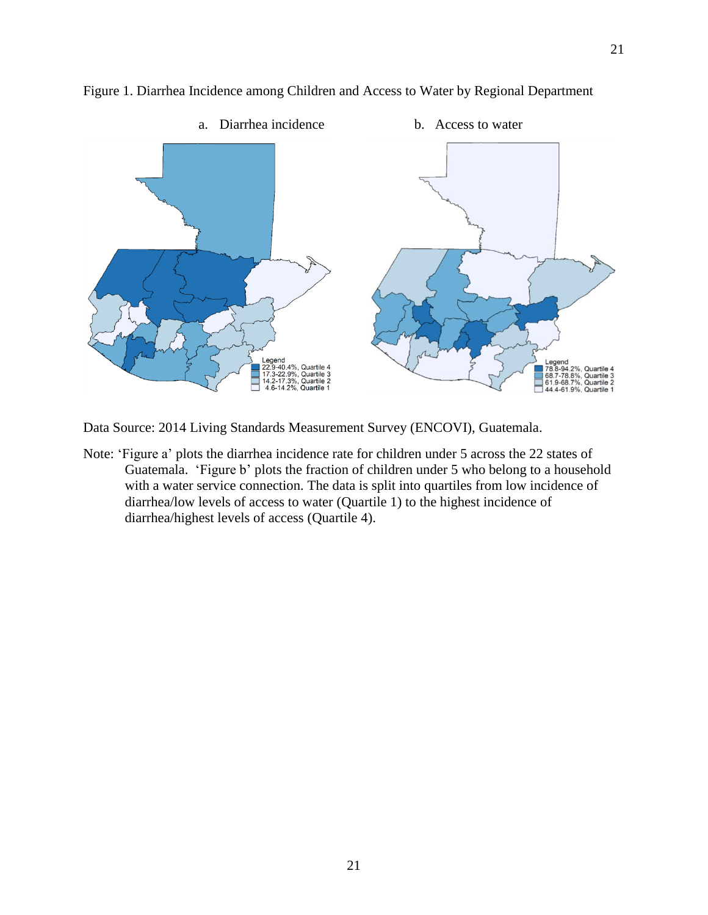Figure 1. Diarrhea Incidence among Children and Access to Water by Regional Department

a. Diarrhea incidence

b. Access to water

Data Source: 2014 Living Standards Measurement Survey (ENCOVI), Guatemala.

Note: 'Figure a' plots the diarrhea incidence rate for children under 5 across the 22 states of Guatemala. 'Figure b' plots the fraction of children under 5 who belong to a household with a water service connection. The data is split into quartiles from low incidence of diarrhea/low levels of access to water (Quartile 1) to the highest incidence of diarrhea/highest levels of access (Quartile 4).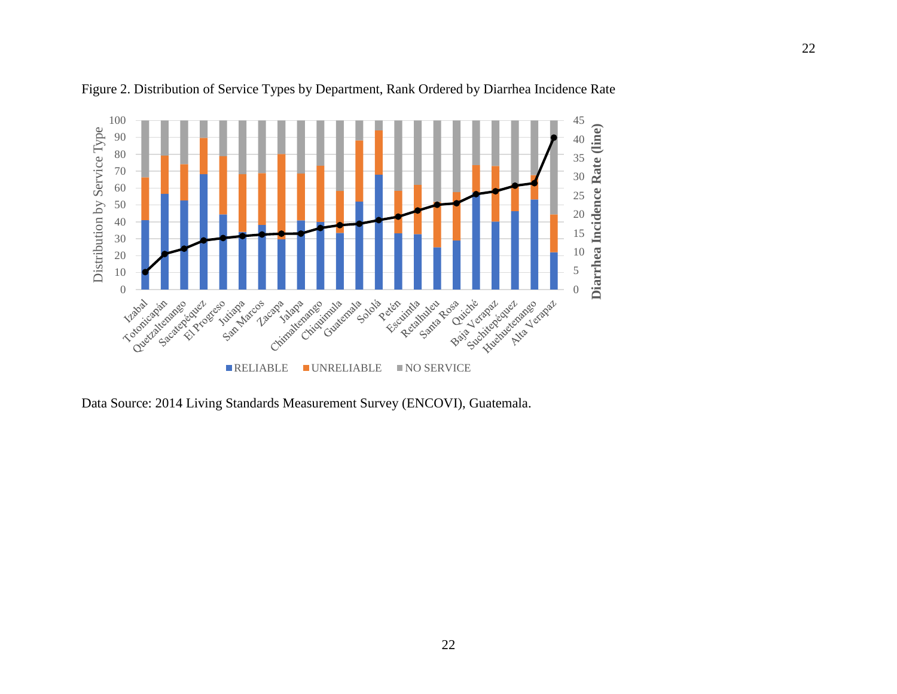Figure 2. Distribution of Service Types by Department, Rank Ordered by Diarrhea Incidence Rate

Data Source: 2014 Living Standards Measurement Survey (ENCOVI), Guatemala.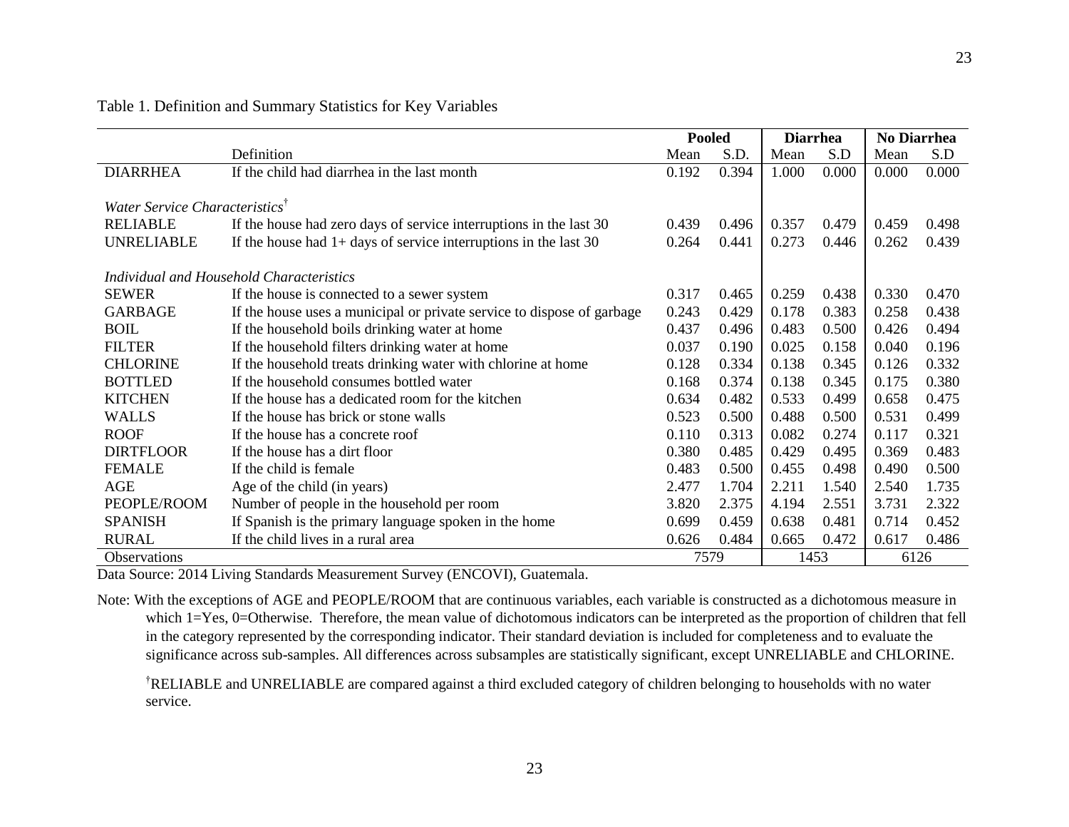Table 1. Definition and Summary Statistics for Key Variables

| | | Pooled | | Diarrhea | | No Diarrhea | |
|---|---|---|---|---|---|---|---|
| | Definition | Mean | S.D. | Mean | S.D | Mean | S.D |
| DIARRHEA | If the child had diarrhea in the last month | 0.192 | 0.394 | 1.000 | 0.000 | 0.000 | 0.000 |
| *Water Service Characteristics*† | | | | | | | |
| RELIABLE | If the house had zero days of service interruptions in the last 30 | 0.439 | 0.496 | 0.357 | 0.479 | 0.459 | 0.498 |
| UNRELIABLE | If the house had 1+ days of service interruptions in the last 30 | 0.264 | 0.441 | 0.273 | 0.446 | 0.262 | 0.439 |
| *Individual and Household Characteristics* | | | | | | | |
| SEWER | If the house is connected to a sewer system | 0.317 | 0.465 | 0.259 | 0.438 | 0.330 | 0.470 |
| GARBAGE | If the house uses a municipal or private service to dispose of garbage | 0.243 | 0.429 | 0.178 | 0.383 | 0.258 | 0.438 |
| BOIL | If the household boils drinking water at home | 0.437 | 0.496 | 0.483 | 0.500 | 0.426 | 0.494 |
| FILTER | If the household filters drinking water at home | 0.037 | 0.190 | 0.025 | 0.158 | 0.040 | 0.196 |
| CHLORINE | If the household treats drinking water with chlorine at home | 0.128 | 0.334 | 0.138 | 0.345 | 0.126 | 0.332 |
| BOTTLED | If the household consumes bottled water | 0.168 | 0.374 | 0.138 | 0.345 | 0.175 | 0.380 |
| KITCHEN | If the house has a dedicated room for the kitchen | 0.634 | 0.482 | 0.533 | 0.499 | 0.658 | 0.475 |
| WALLS | If the house has brick or stone walls | 0.523 | 0.500 | 0.488 | 0.500 | 0.531 | 0.499 |
| ROOF | If the house has a concrete roof | 0.110 | 0.313 | 0.082 | 0.274 | 0.117 | 0.321 |
| DIRTFLOOR | If the house has a dirt floor | 0.380 | 0.485 | 0.429 | 0.495 | 0.369 | 0.483 |
| FEMALE | If the child is female | 0.483 | 0.500 | 0.455 | 0.498 | 0.490 | 0.500 |
| AGE | Age of the child (in years) | 2.477 | 1.704 | 2.211 | 1.540 | 2.540 | 1.735 |
| PEOPLE/ROOM | Number of people in the household per room | 3.820 | 2.375 | 4.194 | 2.551 | 3.731 | 2.322 |
| SPANISH | If Spanish is the primary language spoken in the home | 0.699 | 0.459 | 0.638 | 0.481 | 0.714 | 0.452 |
| RURAL | If the child lives in a rural area | 0.626 | 0.484 | 0.665 | 0.472 | 0.617 | 0.486 |
| Observations | | 7579 | | 1453 | | 6126 | |

Data Source: 2014 Living Standards Measurement Survey (ENCOVI), Guatemala.

Note: With the exceptions of AGE and PEOPLE/ROOM that are continuous variables, each variable is constructed as a dichotomous measure in which 1=Yes, 0=Otherwise. Therefore, the mean value of dichotomous indicators can be interpreted as the proportion of children that fell in the category represented by the corresponding indicator. Their standard deviation is included for completeness and to evaluate the significance across sub-samples. All differences across subsamples are statistically significant, except UNRELIABLE and CHLORINE.

†RELIABLE and UNRELIABLE are compared against a third excluded category of children belonging to households with no water service.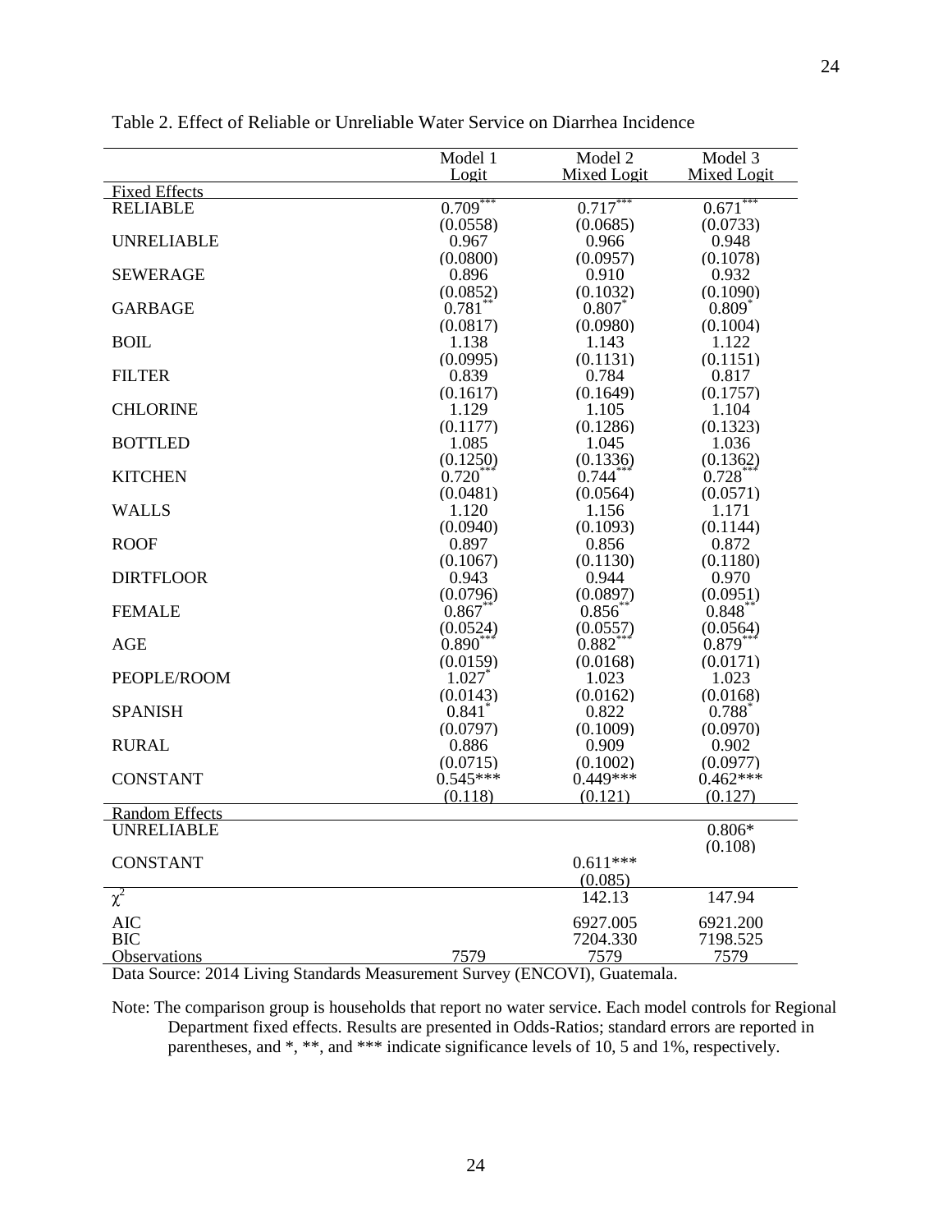Table 2. Effect of Reliable or Unreliable Water Service on Diarrhea Incidence

| | Model 1<br>Logit | Model 2<br>Mixed Logit | Model 3<br>Mixed Logit |
|---|---|---|---|
| **Fixed Effects** | | | |
| RELIABLE | 0.709*** | 0.717*** | 0.671*** |
| | (0.0558) | (0.0685) | (0.0733) |
| UNRELIABLE | 0.967 | 0.966 | 0.948 |
| | (0.0800) | (0.0957) | (0.1078) |
| SEWERAGE | 0.896 | 0.910 | 0.932 |
| | (0.0852) | (0.1032) | (0.1090) |
| GARBAGE | 0.781** | 0.807* | 0.809* |
| | (0.0817) | (0.0980) | (0.1004) |
| BOIL | 1.138 | 1.143 | 1.122 |
| | (0.0995) | (0.1131) | (0.1151) |
| FILTER | 0.839 | 0.784 | 0.817 |
| | (0.1617) | (0.1649) | (0.1757) |
| CHLORINE | 1.129 | 1.105 | 1.104 |
| | (0.1177) | (0.1286) | (0.1323) |
| BOTTLED | 1.085 | 1.045 | 1.036 |
| | (0.1250) | (0.1336) | (0.1362) |
| KITCHEN | 0.720*** | 0.744*** | 0.728*** |
| | (0.0481) | (0.0564) | (0.0571) |
| WALLS | 1.120 | 1.156 | 1.171 |
| | (0.0940) | (0.1093) | (0.1144) |
| ROOF | 0.897 | 0.856 | 0.872 |
| | (0.1067) | (0.1130) | (0.1180) |
| DIRTFLOOR | 0.943 | 0.944 | 0.970 |
| | (0.0796) | (0.0897) | (0.0951) |
| FEMALE | 0.867** | 0.856** | 0.848** |
| | (0.0524) | (0.0557) | (0.0564) |
| AGE | 0.890*** | 0.882*** | 0.879*** |
| | (0.0159) | (0.0168) | (0.0171) |
| PEOPLE/ROOM | 1.027* | 1.023 | 1.023 |
| | (0.0143) | (0.0162) | (0.0168) |
| SPANISH | 0.841* | 0.822 | 0.788* |
| | (0.0797) | (0.1009) | (0.0970) |
| RURAL | 0.886 | 0.909 | 0.902 |
| | (0.0715) | (0.1002) | (0.0977) |
| CONSTANT | 0.545*** | 0.449*** | 0.462*** |
| | (0.118) | (0.121) | (0.127) |
| **Random Effects** | | | |
| UNRELIABLE | | | 0.806* |
| | | | (0.108) |
| CONSTANT | | 0.611*** | |
| | | (0.085) | |
| $\chi^2$ | | 142.13 | 147.94 |
| AIC | | 6927.005 | 6921.200 |
| BIC | | 7204.330 | 7198.525 |
| Observations | 7579 | 7579 | 7579 |

Data Source: 2014 Living Standards Measurement Survey (ENCOVI), Guatemala.

Note: The comparison group is households that report no water service. Each model controls for Regional Department fixed effects. Results are presented in Odds-Ratios; standard errors are reported in parentheses, and *, **, and *** indicate significance levels of 10, 5 and 1%, respectively.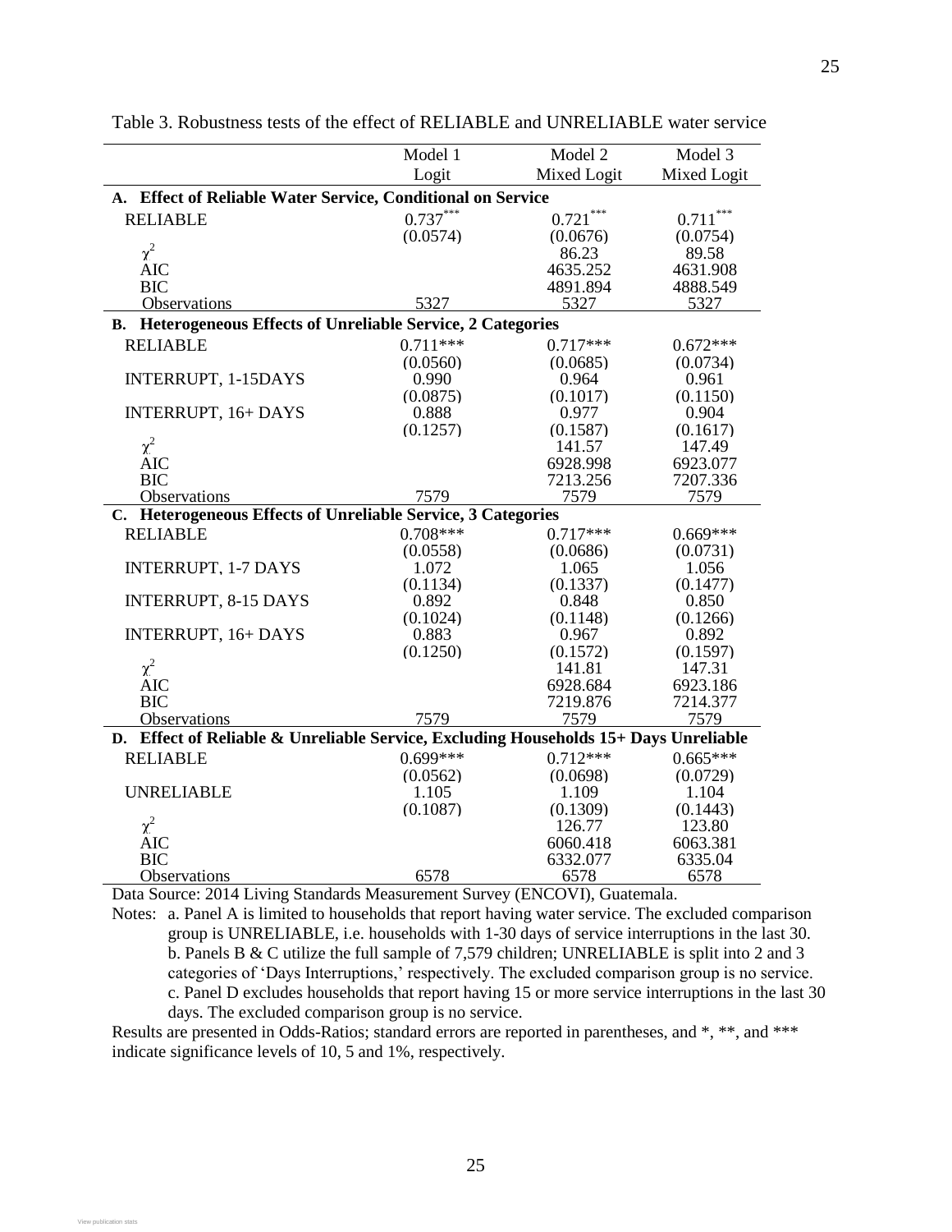Table 3. Robustness tests of the effect of RELIABLE and UNRELIABLE water service

| | Model 1 | Model 2 | Model 3 |
|---|---|---|---|
| | Logit | Mixed Logit | Mixed Logit |
| **A. Effect of Reliable Water Service, Conditional on Service** | | | |
| RELIABLE | 0.737*** | 0.721*** | 0.711*** |
| | (0.0574) | (0.0676) | (0.0754) |
| $\chi^2$ | | 86.23 | 89.58 |
| AIC | | 4635.252 | 4631.908 |
| BIC | | 4891.894 | 4888.549 |
| Observations | 5327 | 5327 | 5327 |
| **B. Heterogeneous Effects of Unreliable Service, 2 Categories** | | | |
| RELIABLE | 0.711*** | 0.717*** | 0.672*** |
| | (0.0560) | (0.0685) | (0.0734) |
| INTERRUPT, 1-15DAYS | 0.990 | 0.964 | 0.961 |
| | (0.0875) | (0.1017) | (0.1150) |
| INTERRUPT, 16+ DAYS | 0.888 | 0.977 | 0.904 |
| | (0.1257) | (0.1587) | (0.1617) |
| $\chi^2$ | | 141.57 | 147.49 |
| AIC | | 6928.998 | 6923.077 |
| BIC | | 7213.256 | 7207.336 |
| Observations | 7579 | 7579 | 7579 |
| **C. Heterogeneous Effects of Unreliable Service, 3 Categories** | | | |
| RELIABLE | 0.708*** | 0.717*** | 0.669*** |
| | (0.0558) | (0.0686) | (0.0731) |
| INTERRUPT, 1-7 DAYS | 1.072 | 1.065 | 1.056 |
| | (0.1134) | (0.1337) | (0.1477) |
| INTERRUPT, 8-15 DAYS | 0.892 | 0.848 | 0.850 |
| | (0.1024) | (0.1148) | (0.1266) |
| INTERRUPT, 16+ DAYS | 0.883 | 0.967 | 0.892 |
| | (0.1250) | (0.1572) | (0.1597) |
| $\chi^2$ | | 141.81 | 147.31 |
| AIC | | 6928.684 | 6923.186 |
| BIC | | 7219.876 | 7214.377 |
| Observations | 7579 | 7579 | 7579 |
| **D. Effect of Reliable & Unreliable Service, Excluding Households 15+ Days Unreliable** | | | |
| RELIABLE | 0.699*** | 0.712*** | 0.665*** |
| | (0.0562) | (0.0698) | (0.0729) |
| UNRELIABLE | 1.105 | 1.109 | 1.104 |
| | (0.1087) | (0.1309) | (0.1443) |
| $\chi^2$ | | 126.77 | 123.80 |
| AIC | | 6060.418 | 6063.381 |
| BIC | | 6332.077 | 6335.04 |
| Observations | 6578 | 6578 | 6578 |

Data Source: 2014 Living Standards Measurement Survey (ENCOVI), Guatemala.

Notes: a. Panel A is limited to households that report having water service. The excluded comparison group is UNRELIABLE, i.e. households with 1-30 days of service interruptions in the last 30.
b. Panels B & C utilize the full sample of 7,579 children; UNRELIABLE is split into 2 and 3 categories of 'Days Interruptions,' respectively. The excluded comparison group is no service.
c. Panel D excludes households that report having 15 or more service interruptions in the last 30 days. The excluded comparison group is no service.

Results are presented in Odds-Ratios; standard errors are reported in parentheses, and *, **, and *** indicate significance levels of 10, 5 and 1%, respectively.